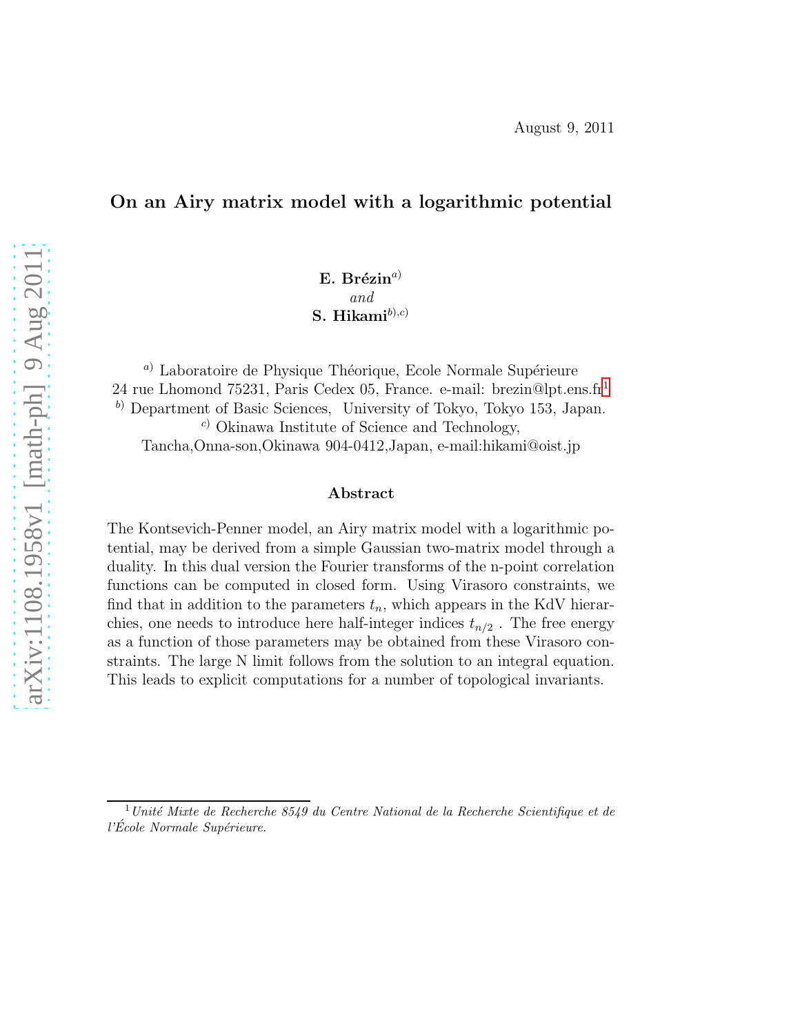August 9, 2011

# On an Airy matrix model with a logarithmic potential

**E. Brézin**[a)]
*and*
**S. Hikami**[b),c)]

[a)] Laboratoire de Physique Théorique, Ecole Normale Supérieure
24 rue Lhomond 75231, Paris Cedex 05, France. e-mail: brezin@lpt.ens.fr[1]
[b)] Department of Basic Sciences, University of Tokyo, Tokyo 153, Japan.
[c)] Okinawa Institute of Science and Technology,
Tancha,Onna-son,Okinawa 904-0412,Japan, e-mail:hikami@oist.jp

## Abstract

The Kontsevich-Penner model, an Airy matrix model with a logarithmic potential, may be derived from a simple Gaussian two-matrix model through a duality. In this dual version the Fourier transforms of the n-point correlation functions can be computed in closed form. Using Virasoro constraints, we find that in addition to the parameters $t_n$, which appears in the KdV hierarchies, one needs to introduce here half-integer indices $t_{n/2}$ . The free energy as a function of those parameters may be obtained from these Virasoro constraints. The large N limit follows from the solution to an integral equation. This leads to explicit computations for a number of topological invariants.

---

[1] *Unité Mixte de Recherche 8549 du Centre National de la Recherche Scientifique et de l'École Normale Supérieure.*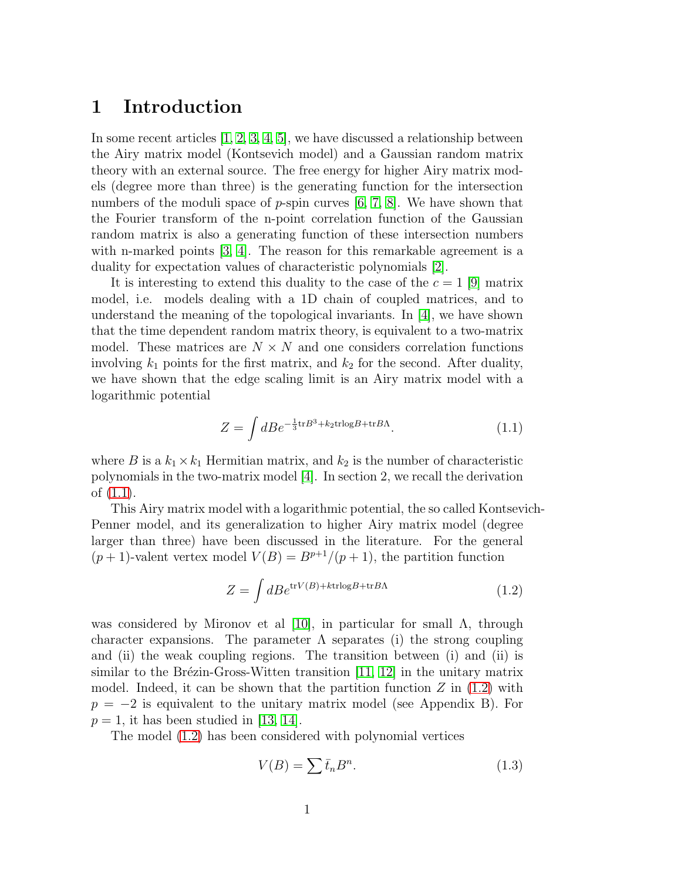# 1 Introduction

In some recent articles [1, 2, 3, 4, 5], we have discussed a relationship between the Airy matrix model (Kontsevich model) and a Gaussian random matrix theory with an external source. The free energy for higher Airy matrix models (degree more than three) is the generating function for the intersection numbers of the moduli space of $p$-spin curves [6, 7, 8]. We have shown that the Fourier transform of the n-point correlation function of the Gaussian random matrix is also a generating function of these intersection numbers with n-marked points [3, 4]. The reason for this remarkable agreement is a duality for expectation values of characteristic polynomials [2].

It is interesting to extend this duality to the case of the $c = 1$ [9] matrix model, i.e. models dealing with a 1D chain of coupled matrices, and to understand the meaning of the topological invariants. In [4], we have shown that the time dependent random matrix theory, is equivalent to a two-matrix model. These matrices are $N \times N$ and one considers correlation functions involving $k_1$ points for the first matrix, and $k_2$ for the second. After duality, we have shown that the edge scaling limit is an Airy matrix model with a logarithmic potential

$$Z = \int dB e^{-\frac{1}{3}\mathrm{tr}B^3 + k_2 \mathrm{tr}\log B + \mathrm{tr}B\Lambda}. \tag{1.1}$$

where $B$ is a $k_1 \times k_1$ Hermitian matrix, and $k_2$ is the number of characteristic polynomials in the two-matrix model [4]. In section 2, we recall the derivation of (1.1).

This Airy matrix model with a logarithmic potential, the so called Kontsevich-Penner model, and its generalization to higher Airy matrix model (degree larger than three) have been discussed in the literature. For the general $(p+1)$-valent vertex model $V(B) = B^{p+1}/(p+1)$, the partition function

$$Z = \int dB e^{\mathrm{tr}V(B) + k\mathrm{tr}\log B + \mathrm{tr}B\Lambda} \tag{1.2}$$

was considered by Mironov et al [10], in particular for small $\Lambda$, through character expansions. The parameter $\Lambda$ separates (i) the strong coupling and (ii) the weak coupling regions. The transition between (i) and (ii) is similar to the Brézin-Gross-Witten transition [11, 12] in the unitary matrix model. Indeed, it can be shown that the partition function $Z$ in (1.2) with $p = -2$ is equivalent to the unitary matrix model (see Appendix B). For $p = 1$, it has been studied in [13, 14].

The model (1.2) has been considered with polynomial vertices

$$V(B) = \sum \bar{t}_n B^n. \tag{1.3}$$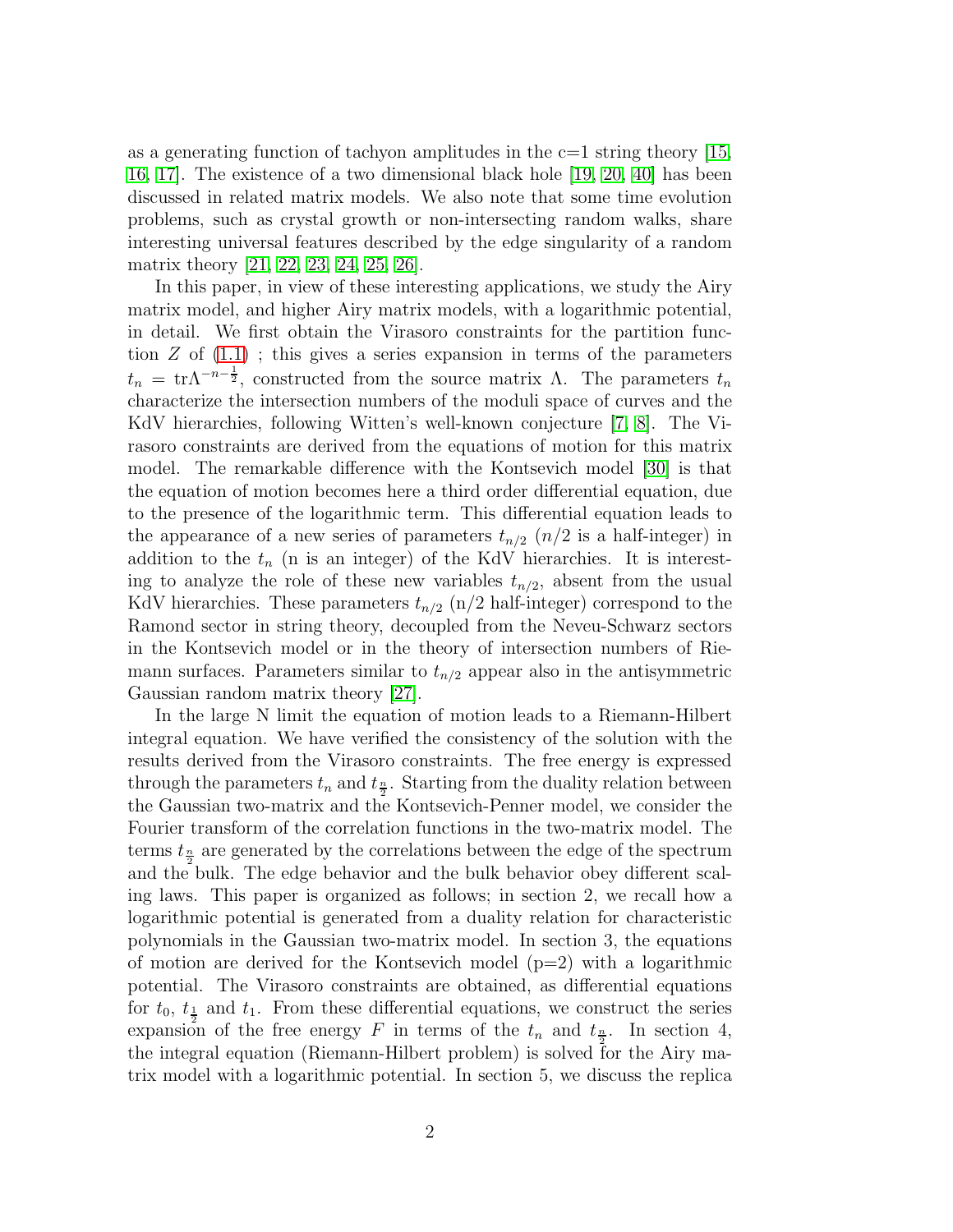as a generating function of tachyon amplitudes in the c=1 string theory [15, 16, 17]. The existence of a two dimensional black hole [19, 20, 40] has been discussed in related matrix models. We also note that some time evolution problems, such as crystal growth or non-intersecting random walks, share interesting universal features described by the edge singularity of a random matrix theory [21, 22, 23, 24, 25, 26].

In this paper, in view of these interesting applications, we study the Airy matrix model, and higher Airy matrix models, with a logarithmic potential, in detail. We first obtain the Virasoro constraints for the partition function $Z$ of (1.1) ; this gives a series expansion in terms of the parameters $t_n = {\rm tr}\Lambda^{-n-\frac{1}{2}}$, constructed from the source matrix $\Lambda$. The parameters $t_n$ characterize the intersection numbers of the moduli space of curves and the KdV hierarchies, following Witten's well-known conjecture [7, 8]. The Virasoro constraints are derived from the equations of motion for this matrix model. The remarkable difference with the Kontsevich model [30] is that the equation of motion becomes here a third order differential equation, due to the presence of the logarithmic term. This differential equation leads to the appearance of a new series of parameters $t_{n/2}$ ($n/2$ is a half-integer) in addition to the $t_n$ (n is an integer) of the KdV hierarchies. It is interesting to analyze the role of these new variables $t_{n/2}$, absent from the usual KdV hierarchies. These parameters $t_{n/2}$ (n/2 half-integer) correspond to the Ramond sector in string theory, decoupled from the Neveu-Schwarz sectors in the Kontsevich model or in the theory of intersection numbers of Riemann surfaces. Parameters similar to $t_{n/2}$ appear also in the antisymmetric Gaussian random matrix theory [27].

In the large N limit the equation of motion leads to a Riemann-Hilbert integral equation. We have verified the consistency of the solution with the results derived from the Virasoro constraints. The free energy is expressed through the parameters $t_n$ and $t_{\frac{n}{2}}$. Starting from the duality relation between the Gaussian two-matrix and the Kontsevich-Penner model, we consider the Fourier transform of the correlation functions in the two-matrix model. The terms $t_{\frac{n}{2}}$ are generated by the correlations between the edge of the spectrum and the bulk. The edge behavior and the bulk behavior obey different scaling laws. This paper is organized as follows; in section 2, we recall how a logarithmic potential is generated from a duality relation for characteristic polynomials in the Gaussian two-matrix model. In section 3, the equations of motion are derived for the Kontsevich model (p=2) with a logarithmic potential. The Virasoro constraints are obtained, as differential equations for $t_0$, $t_{\frac{1}{2}}$ and $t_1$. From these differential equations, we construct the series expansion of the free energy $F$ in terms of the $t_n$ and $t_{\frac{n}{2}}$. In section 4, the integral equation (Riemann-Hilbert problem) is solved for the Airy matrix model with a logarithmic potential. In section 5, we discuss the replica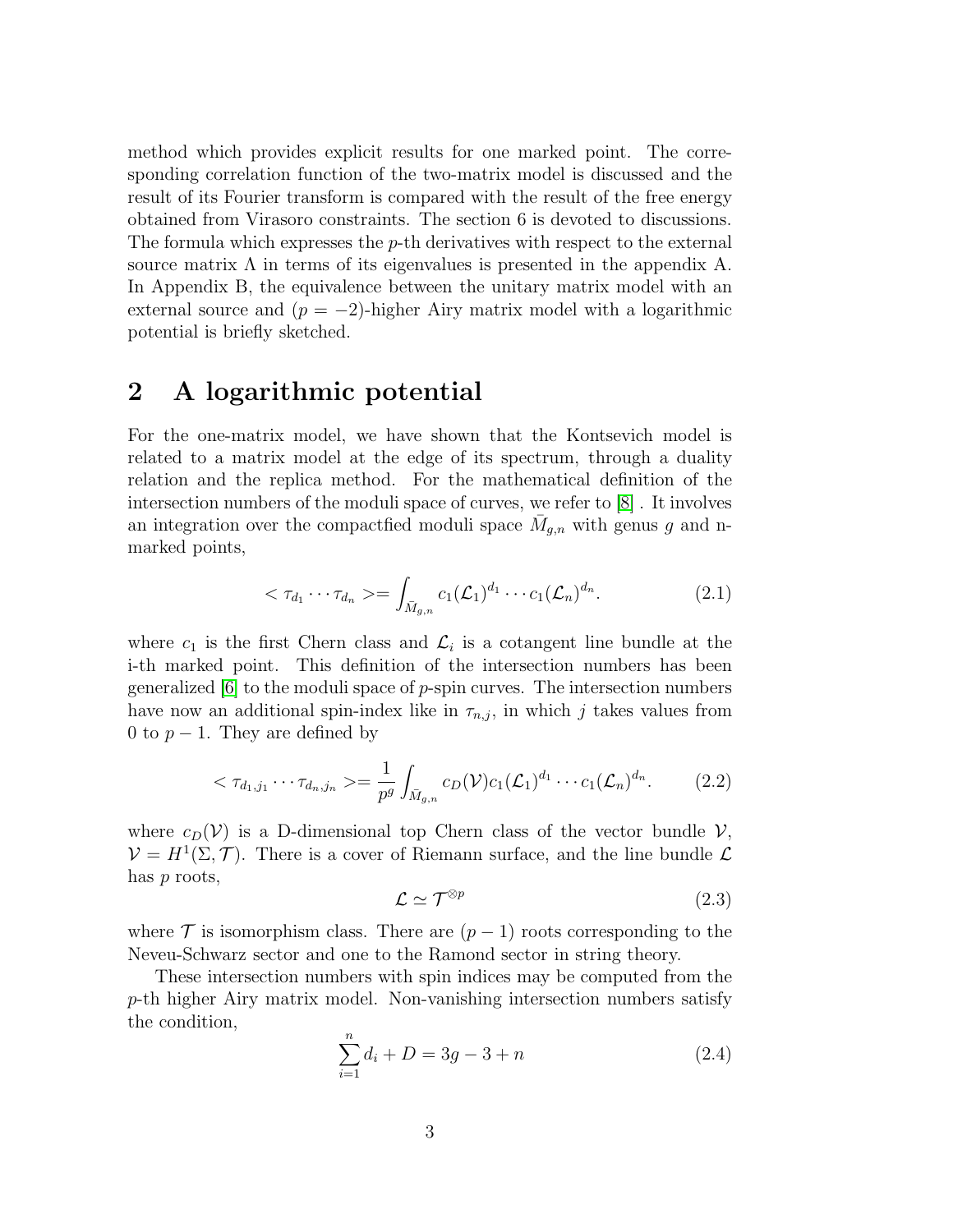method which provides explicit results for one marked point. The corresponding correlation function of the two-matrix model is discussed and the result of its Fourier transform is compared with the result of the free energy obtained from Virasoro constraints. The section 6 is devoted to discussions. The formula which expresses the $p$-th derivatives with respect to the external source matrix $\Lambda$ in terms of its eigenvalues is presented in the appendix A. In Appendix B, the equivalence between the unitary matrix model with an external source and ($p = -2$)-higher Airy matrix model with a logarithmic potential is briefly sketched.

## 2 A logarithmic potential

For the one-matrix model, we have shown that the Kontsevich model is related to a matrix model at the edge of its spectrum, through a duality relation and the replica method. For the mathematical definition of the intersection numbers of the moduli space of curves, we refer to [8] . It involves an integration over the compactfied moduli space $\bar{M}_{g,n}$ with genus $g$ and n-marked points,

$$< \tau_{d_1} \cdots \tau_{d_n} >= \int_{\bar{M}_{g,n}} c_1(\mathcal{L}_1)^{d_1} \cdots c_1(\mathcal{L}_n)^{d_n}. \tag{2.1}$$

where $c_1$ is the first Chern class and $\mathcal{L}_i$ is a cotangent line bundle at the i-th marked point. This definition of the intersection numbers has been generalized [6] to the moduli space of $p$-spin curves. The intersection numbers have now an additional spin-index like in $\tau_{n,j}$, in which $j$ takes values from 0 to $p-1$. They are defined by

$$< \tau_{d_1,j_1} \cdots \tau_{d_n,j_n} >= \frac{1}{p^g} \int_{\bar{M}_{g,n}} c_D(\mathcal{V}) c_1(\mathcal{L}_1)^{d_1} \cdots c_1(\mathcal{L}_n)^{d_n}. \tag{2.2}$$

where $c_D(\mathcal{V})$ is a D-dimensional top Chern class of the vector bundle $\mathcal{V}$, $\mathcal{V} = H^1(\Sigma, \mathcal{T})$. There is a cover of Riemann surface, and the line bundle $\mathcal{L}$ has $p$ roots,

$$\mathcal{L} \simeq \mathcal{T}^{\otimes p} \tag{2.3}$$

where $\mathcal{T}$ is isomorphism class. There are $(p-1)$ roots corresponding to the Neveu-Schwarz sector and one to the Ramond sector in string theory.

These intersection numbers with spin indices may be computed from the $p$-th higher Airy matrix model. Non-vanishing intersection numbers satisfy the condition,

$$\sum_{i=1}^{n} d_i + D = 3g - 3 + n \tag{2.4}$$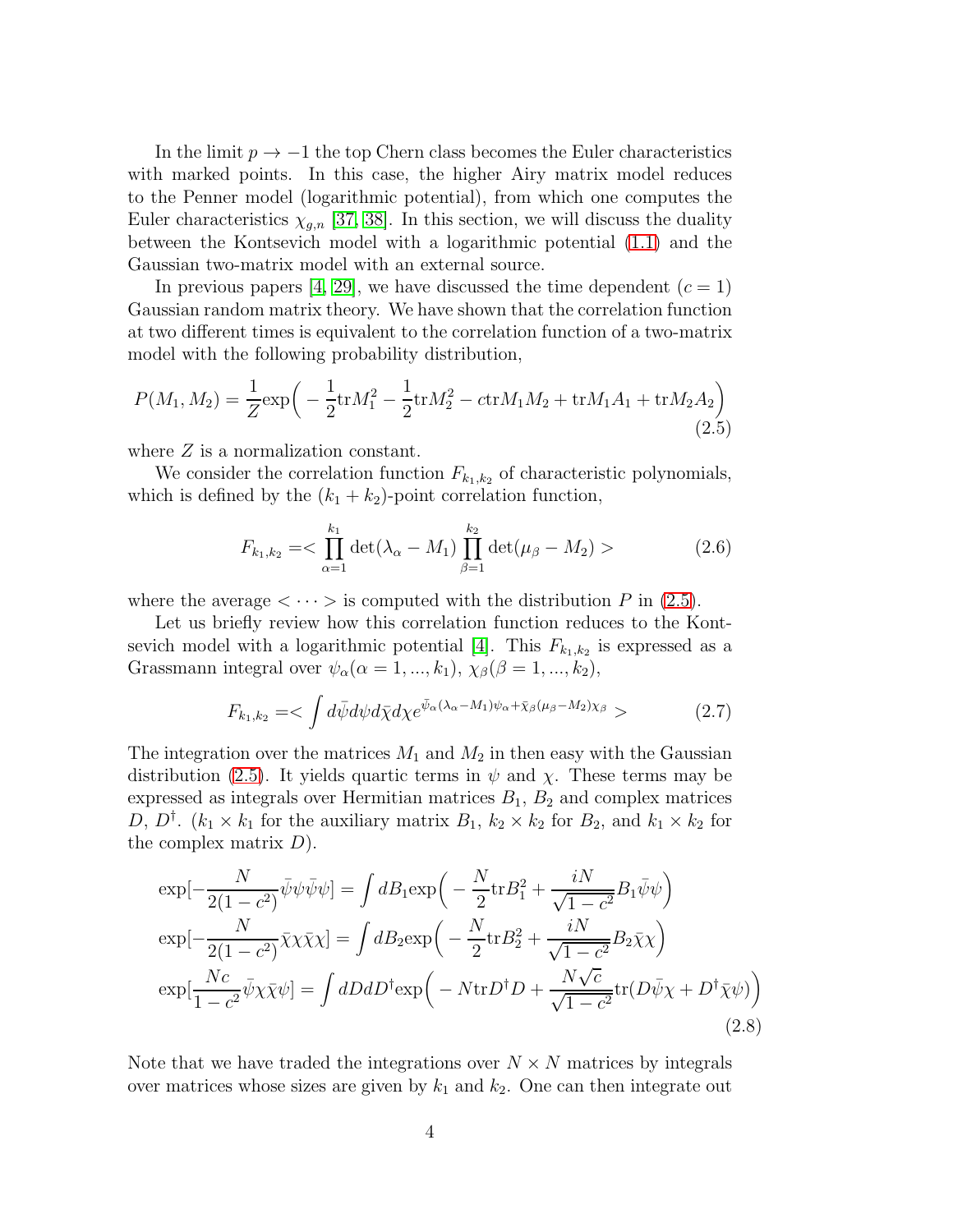In the limit $p \to -1$ the top Chern class becomes the Euler characteristics with marked points. In this case, the higher Airy matrix model reduces to the Penner model (logarithmic potential), from which one computes the Euler characteristics $\chi_{g,n}$ [37, 38]. In this section, we will discuss the duality between the Kontsevich model with a logarithmic potential (1.1) and the Gaussian two-matrix model with an external source.

In previous papers [4, 29], we have discussed the time dependent ($c = 1$) Gaussian random matrix theory. We have shown that the correlation function at two different times is equivalent to the correlation function of a two-matrix model with the following probability distribution,

$$P(M_1, M_2) = \frac{1}{Z}\mathrm{exp}\Big( -\frac{1}{2}\mathrm{tr}M_1^2 - \frac{1}{2}\mathrm{tr}M_2^2 - c\mathrm{tr}M_1M_2 + \mathrm{tr}M_1A_1 + \mathrm{tr}M_2A_2\Big) \tag{2.5}$$

where $Z$ is a normalization constant.

We consider the correlation function $F_{k_1,k_2}$ of characteristic polynomials, which is defined by the $(k_1 + k_2)$-point correlation function,

$$F_{k_1,k_2} = < \prod_{\alpha=1}^{k_1} \det(\lambda_\alpha - M_1) \prod_{\beta=1}^{k_2} \det(\mu_\beta - M_2) > \tag{2.6}$$

where the average $< \cdots >$ is computed with the distribution $P$ in (2.5).

Let us briefly review how this correlation function reduces to the Kontsevich model with a logarithmic potential [4]. This $F_{k_1,k_2}$ is expressed as a Grassmann integral over $\psi_\alpha (\alpha = 1, ..., k_1)$, $\chi_\beta (\beta = 1, ..., k_2)$,

$$F_{k_1,k_2} = < \int d\bar{\psi} d\psi d\bar{\chi} d\chi e^{\bar{\psi}_\alpha(\lambda_\alpha - M_1)\psi_\alpha + \bar{\chi}_\beta(\mu_\beta - M_2)\chi_\beta} > \tag{2.7}$$

The integration over the matrices $M_1$ and $M_2$ in then easy with the Gaussian distribution (2.5). It yields quartic terms in $\psi$ and $\chi$. These terms may be expressed as integrals over Hermitian matrices $B_1$, $B_2$ and complex matrices $D$, $D^\dagger$. ($k_1 \times k_1$ for the auxiliary matrix $B_1$, $k_2 \times k_2$ for $B_2$, and $k_1 \times k_2$ for the complex matrix $D$).

$$\begin{aligned}
&\mathrm{exp}[-\frac{N}{2(1-c^2)}\bar{\psi}\psi\bar{\psi}\psi] = \int dB_1 \mathrm{exp}\Big( -\frac{N}{2}\mathrm{tr}B_1^2 + \frac{iN}{\sqrt{1-c^2}}B_1\bar{\psi}\psi\Big)\\
&\mathrm{exp}[-\frac{N}{2(1-c^2)}\bar{\chi}\chi\bar{\chi}\chi] = \int dB_2 \mathrm{exp}\Big( -\frac{N}{2}\mathrm{tr}B_2^2 + \frac{iN}{\sqrt{1-c^2}}B_2\bar{\chi}\chi\Big)\\
&\mathrm{exp}[\frac{Nc}{1-c^2}\bar{\psi}\chi\bar{\chi}\psi] = \int dD dD^\dagger \mathrm{exp}\Big( -N\mathrm{tr}D^\dagger D + \frac{N\sqrt{c}}{\sqrt{1-c^2}}\mathrm{tr}(D\bar{\psi}\chi + D^\dagger\bar{\chi}\psi)\Big)
\end{aligned} \tag{2.8}$$

Note that we have traded the integrations over $N \times N$ matrices by integrals over matrices whose sizes are given by $k_1$ and $k_2$. One can then integrate out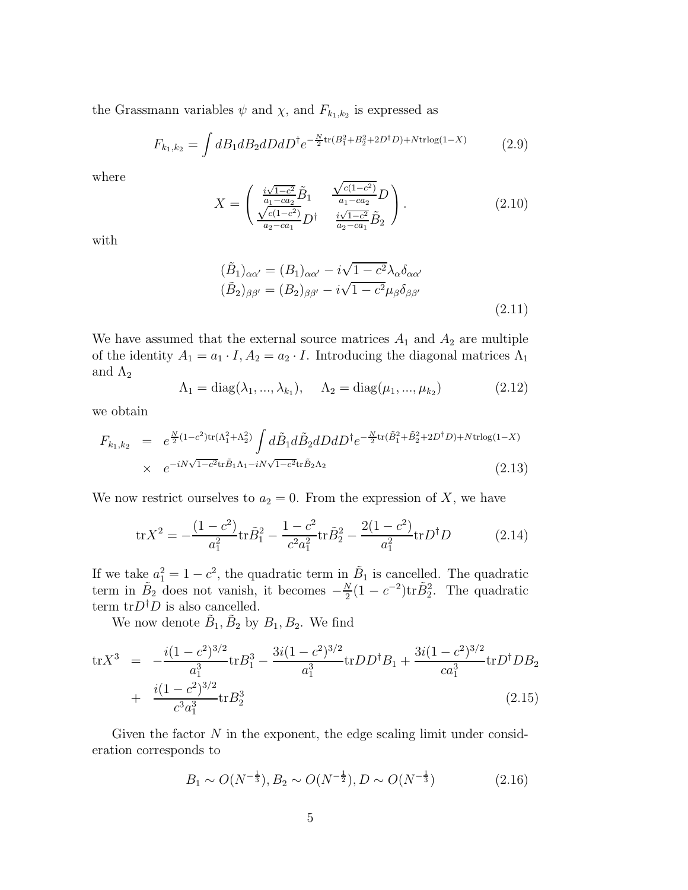the Grassmann variables $\psi$ and $\chi$, and $F_{k_1,k_2}$ is expressed as

$$F_{k_1,k_2} = \int dB_1 dB_2 dD dD^\dagger e^{-\frac{N}{2}\mathrm{tr}(B_1^2+B_2^2+2D^\dagger D)+N\mathrm{tr}\log(1-X)} \tag{2.9}$$

where

$$X = \begin{pmatrix} \frac{i\sqrt{1-c^2}}{a_1-ca_2}\tilde{B}_1 & \frac{\sqrt{c(1-c^2)}}{a_1-ca_2}D \\ \frac{\sqrt{c(1-c^2)}}{a_2-ca_1}D^\dagger & \frac{i\sqrt{1-c^2}}{a_2-ca_1}\tilde{B}_2 \end{pmatrix}. \tag{2.10}$$

with

$$\begin{aligned} (\tilde{B}_1)_{\alpha\alpha'} &= (B_1)_{\alpha\alpha'} - i\sqrt{1-c^2}\lambda_\alpha \delta_{\alpha\alpha'} \\ (\tilde{B}_2)_{\beta\beta'} &= (B_2)_{\beta\beta'} - i\sqrt{1-c^2}\mu_\beta \delta_{\beta\beta'} \end{aligned} \tag{2.11}$$

We have assumed that the external source matrices $A_1$ and $A_2$ are multiple of the identity $A_1 = a_1 \cdot I, A_2 = a_2 \cdot I$. Introducing the diagonal matrices $\Lambda_1$ and $\Lambda_2$

$$\Lambda_1 = \mathrm{diag}(\lambda_1, ..., \lambda_{k_1}), \quad \Lambda_2 = \mathrm{diag}(\mu_1, ..., \mu_{k_2}) \tag{2.12}$$

we obtain

$$\begin{aligned} F_{k_1,k_2} &= e^{\frac{N}{2}(1-c^2)\mathrm{tr}(\Lambda_1^2+\Lambda_2^2)} \int d\tilde{B}_1 d\tilde{B}_2 dD dD^\dagger e^{-\frac{N}{2}\mathrm{tr}(\tilde{B}_1^2+\tilde{B}_2^2+2D^\dagger D)+N\mathrm{tr}\log(1-X)} \\ &\times \quad e^{-iN\sqrt{1-c^2}\mathrm{tr}\tilde{B}_1\Lambda_1 - iN\sqrt{1-c^2}\mathrm{tr}\tilde{B}_2\Lambda_2} \end{aligned} \tag{2.13}$$

We now restrict ourselves to $a_2 = 0$. From the expression of $X$, we have

$$\mathrm{tr}X^2 = -\frac{(1-c^2)}{a_1^2}\mathrm{tr}\tilde{B}_1^2 - \frac{1-c^2}{c^2 a_1^2}\mathrm{tr}\tilde{B}_2^2 - \frac{2(1-c^2)}{a_1^2}\mathrm{tr}D^\dagger D \tag{2.14}$$

If we take $a_1^2 = 1-c^2$, the quadratic term in $\tilde{B}_1$ is cancelled. The quadratic term in $\tilde{B}_2$ does not vanish, it becomes $-\frac{N}{2}(1-c^{-2})\mathrm{tr}\tilde{B}_2^2$. The quadratic term $\mathrm{tr}D^\dagger D$ is also cancelled.

We now denote $\tilde{B}_1, \tilde{B}_2$ by $B_1, B_2$. We find

$$\begin{aligned} \mathrm{tr}X^3 &= -\frac{i(1-c^2)^{3/2}}{a_1^3}\mathrm{tr}B_1^3 - \frac{3i(1-c^2)^{3/2}}{a_1^3}\mathrm{tr}DD^\dagger B_1 + \frac{3i(1-c^2)^{3/2}}{ca_1^3}\mathrm{tr}D^\dagger D B_2 \\ &+ \quad \frac{i(1-c^2)^{3/2}}{c^3 a_1^3}\mathrm{tr}B_2^3 \end{aligned} \tag{2.15}$$

Given the factor $N$ in the exponent, the edge scaling limit under consideration corresponds to

$$B_1 \sim O(N^{-\frac{1}{3}}), B_2 \sim O(N^{-\frac{1}{2}}), D \sim O(N^{-\frac{1}{3}}) \tag{2.16}$$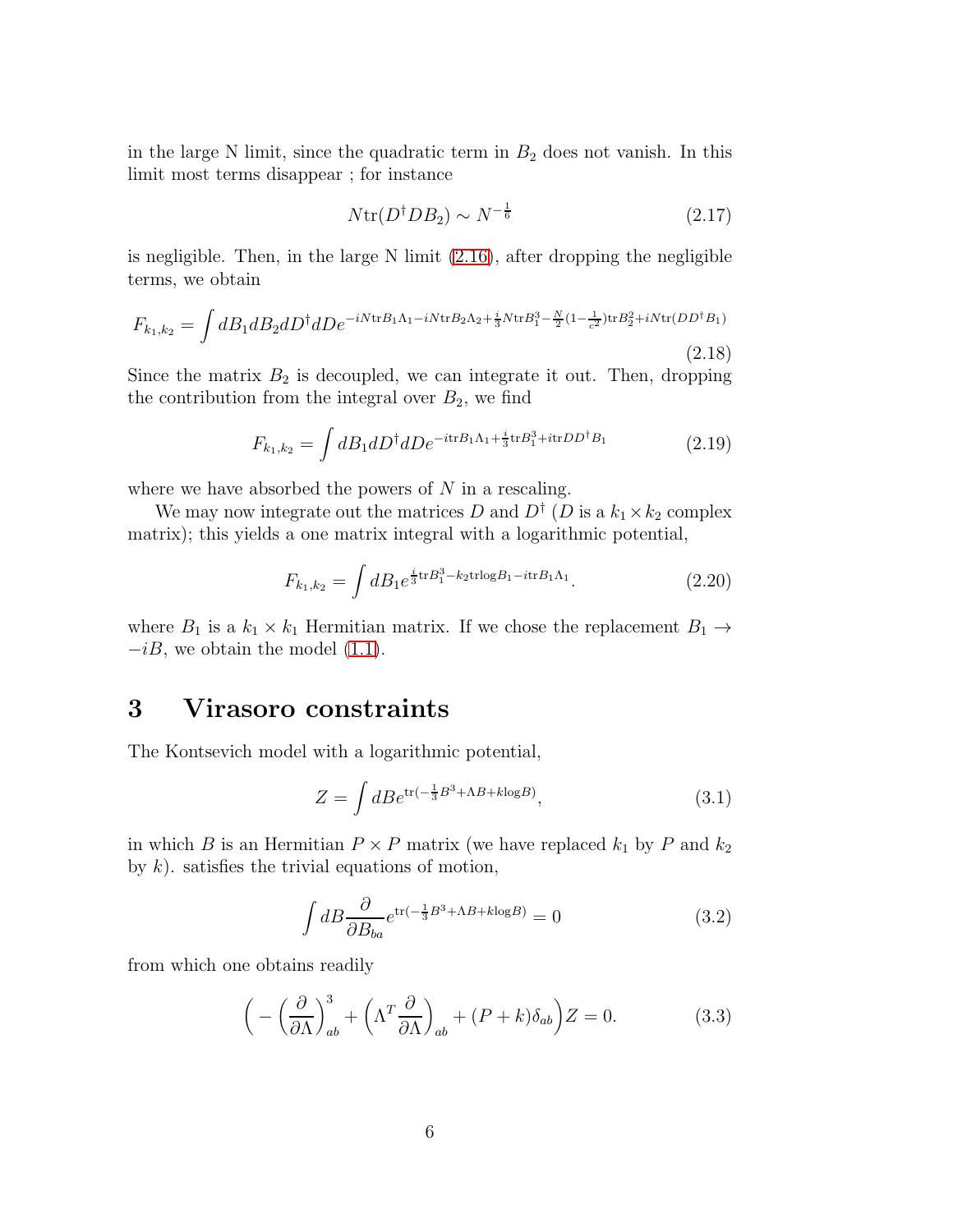in the large N limit, since the quadratic term in $B_2$ does not vanish. In this limit most terms disappear ; for instance

$$
N\mathrm{tr}(D^\dagger D B_2) \sim N^{-\frac{1}{6}} \tag{2.17}
$$

is negligible. Then, in the large N limit (2.16), after dropping the negligible terms, we obtain

$$
F_{k_1,k_2} = \int dB_1 dB_2 dD^\dagger dD e^{-iN\mathrm{tr}B_1\Lambda_1 - iN\mathrm{tr}B_2\Lambda_2 + \frac{i}{3}N\mathrm{tr}B_1^3 - \frac{N}{2}(1-\frac{1}{c^2})\mathrm{tr}B_2^2 + iN\mathrm{tr}(DD^\dagger B_1)} \tag{2.18}
$$

Since the matrix $B_2$ is decoupled, we can integrate it out. Then, dropping the contribution from the integral over $B_2$, we find

$$
F_{k_1,k_2} = \int dB_1 dD^\dagger dD e^{-i\mathrm{tr}B_1\Lambda_1 + \frac{i}{3}\mathrm{tr}B_1^3 + i\mathrm{tr}DD^\dagger B_1} \tag{2.19}
$$

where we have absorbed the powers of $N$ in a rescaling.

We may now integrate out the matrices $D$ and $D^\dagger$ ($D$ is a $k_1 \times k_2$ complex matrix); this yields a one matrix integral with a logarithmic potential,

$$
F_{k_1,k_2} = \int dB_1 e^{\frac{i}{3}\mathrm{tr}B_1^3 - k_2\mathrm{tr}\log B_1 - i\mathrm{tr}B_1\Lambda_1}. \tag{2.20}
$$

where $B_1$ is a $k_1 \times k_1$ Hermitian matrix. If we chose the replacement $B_1 \to -iB$, we obtain the model (1.1).

# 3 Virasoro constraints

The Kontsevich model with a logarithmic potential,

$$
Z = \int dB e^{\mathrm{tr}(-\frac{1}{3}B^3 + \Lambda B + k\log B)}, \tag{3.1}
$$

in which $B$ is an Hermitian $P \times P$ matrix (we have replaced $k_1$ by $P$ and $k_2$ by $k$). satisfies the trivial equations of motion,

$$
\int dB \frac{\partial}{\partial B_{ba}} e^{\mathrm{tr}(-\frac{1}{3}B^3 + \Lambda B + k\log B)} = 0 \tag{3.2}
$$

from which one obtains readily

$$
\Big( -\Big(\frac{\partial}{\partial \Lambda}\Big)^3_{ab} + \Big(\Lambda^T \frac{\partial}{\partial \Lambda}\Big)_{ab} + (P+k)\delta_{ab}\Big) Z = 0. \tag{3.3}
$$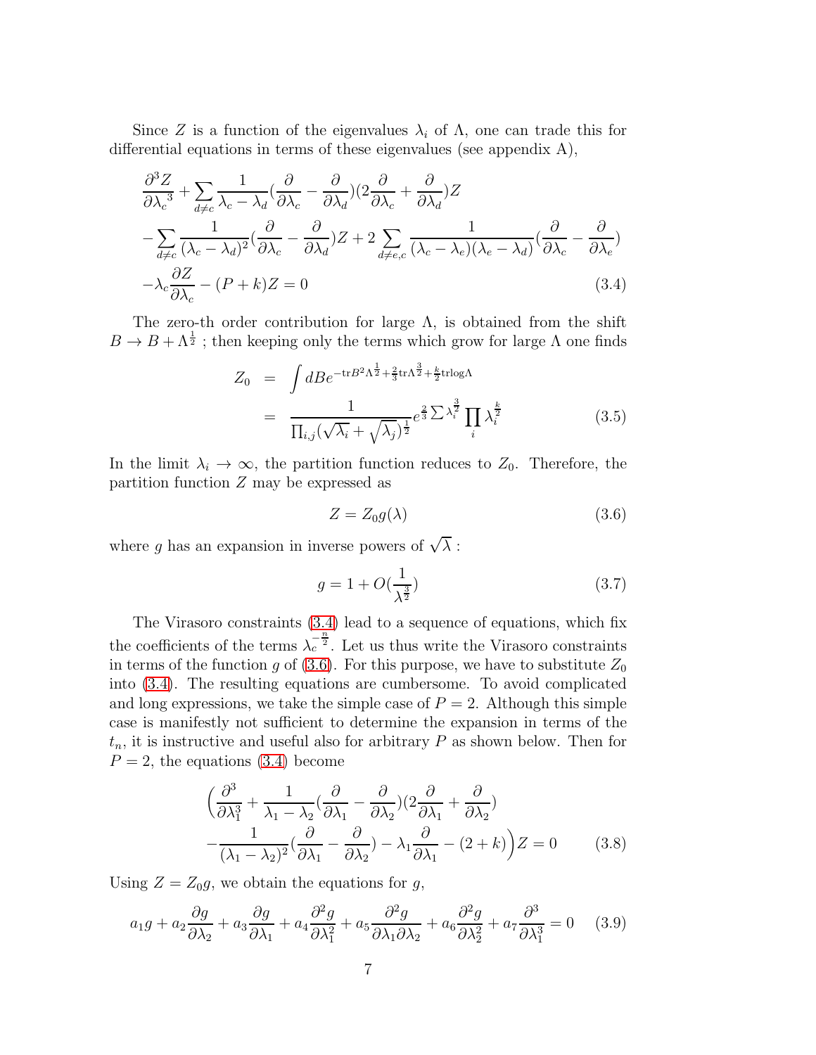Since $Z$ is a function of the eigenvalues $\lambda_i$ of $\Lambda$, one can trade this for differential equations in terms of these eigenvalues (see appendix A),

$$
\begin{aligned}
&\frac{\partial^3 Z}{\partial {\lambda_c}^3} + \sum_{d\neq c} \frac{1}{\lambda_c - \lambda_d}(\frac{\partial}{\partial \lambda_c} - \frac{\partial}{\partial \lambda_d})(2\frac{\partial}{\partial \lambda_c} + \frac{\partial}{\partial \lambda_d})Z \\
&-\sum_{d\neq c} \frac{1}{(\lambda_c - \lambda_d)^2}(\frac{\partial}{\partial \lambda_c} - \frac{\partial}{\partial \lambda_d})Z + 2\sum_{d\neq e,c} \frac{1}{(\lambda_c - \lambda_e)(\lambda_e - \lambda_d)}(\frac{\partial}{\partial \lambda_c} - \frac{\partial}{\partial \lambda_e}) \\
&-\lambda_c \frac{\partial Z}{\partial \lambda_c} - (P+k)Z = 0 \qquad (3.4)
\end{aligned}
$$

The zero-th order contribution for large $\Lambda$, is obtained from the shift $B \to B + \Lambda^{\frac{1}{2}}$ ; then keeping only the terms which grow for large $\Lambda$ one finds

$$
\begin{aligned}
Z_0 &= \int dB e^{-\mathrm{tr} B^2 \Lambda^{\frac{1}{2}} + \frac{2}{3}\mathrm{tr}\Lambda^{\frac{3}{2}} + \frac{k}{2}\mathrm{tr}\log\Lambda} \\
&= \frac{1}{\prod_{i,j}(\sqrt{\lambda_i} + \sqrt{\lambda_j})^{\frac{1}{2}}} e^{\frac{2}{3}\sum \lambda_i^{\frac{3}{2}}} \prod_i \lambda_i^{\frac{k}{2}} \qquad (3.5)
\end{aligned}
$$

In the limit $\lambda_i \to \infty$, the partition function reduces to $Z_0$. Therefore, the partition function $Z$ may be expressed as

$$
Z = Z_0 g(\lambda) \qquad (3.6)
$$

where $g$ has an expansion in inverse powers of $\sqrt{\lambda}$ :

$$
g = 1 + O(\frac{1}{\lambda^{\frac{3}{2}}}) \qquad (3.7)
$$

The Virasoro constraints (3.4) lead to a sequence of equations, which fix the coefficients of the terms $\lambda_c^{-\frac{n}{2}}$. Let us thus write the Virasoro constraints in terms of the function $g$ of (3.6). For this purpose, we have to substitute $Z_0$ into (3.4). The resulting equations are cumbersome. To avoid complicated and long expressions, we take the simple case of $P = 2$. Although this simple case is manifestly not sufficient to determine the expansion in terms of the $t_n$, it is instructive and useful also for arbitrary $P$ as shown below. Then for $P = 2$, the equations (3.4) become

$$
\begin{aligned}
&\Big(\frac{\partial^3}{\partial \lambda_1^3} + \frac{1}{\lambda_1 - \lambda_2}(\frac{\partial}{\partial \lambda_1} - \frac{\partial}{\partial \lambda_2})(2\frac{\partial}{\partial \lambda_1} + \frac{\partial}{\partial \lambda_2}) \\
&-\frac{1}{(\lambda_1 - \lambda_2)^2}(\frac{\partial}{\partial \lambda_1} - \frac{\partial}{\partial \lambda_2}) - \lambda_1 \frac{\partial}{\partial \lambda_1} - (2+k)\Big)Z = 0 \qquad (3.8)
\end{aligned}
$$

Using $Z = Z_0 g$, we obtain the equations for $g$,

$$
a_1 g + a_2 \frac{\partial g}{\partial \lambda_2} + a_3 \frac{\partial g}{\partial \lambda_1} + a_4 \frac{\partial^2 g}{\partial \lambda_1^2} + a_5 \frac{\partial^2 g}{\partial \lambda_1 \partial \lambda_2} + a_6 \frac{\partial^2 g}{\partial \lambda_2^2} + a_7 \frac{\partial^3}{\partial \lambda_1^3} = 0 \qquad (3.9)
$$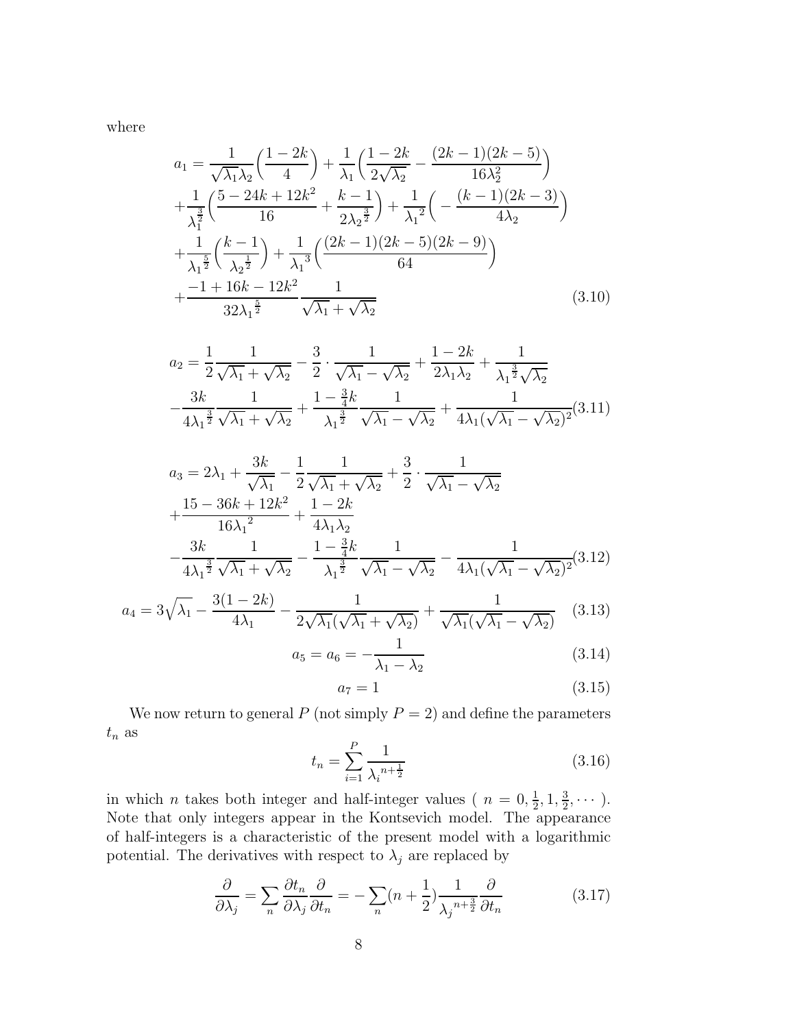where

$$
\begin{aligned}
a_1 &= \frac{1}{\sqrt{\lambda_1}\lambda_2}\Big(\frac{1-2k}{4}\Big) + \frac{1}{\lambda_1}\Big(\frac{1-2k}{2\sqrt{\lambda_2}} - \frac{(2k-1)(2k-5)}{16\lambda_2^2}\Big) \\
&+ \frac{1}{\lambda_1^{\frac{3}{2}}}\Big(\frac{5-24k+12k^2}{16} + \frac{k-1}{2{\lambda_2}^{\frac{3}{2}}}\Big) + \frac{1}{{\lambda_1}^2}\Big(-\frac{(k-1)(2k-3)}{4\lambda_2}\Big) \\
&+ \frac{1}{{\lambda_1}^{\frac{5}{2}}}\Big(\frac{k-1}{{\lambda_2}^{\frac{1}{2}}}\Big) + \frac{1}{{\lambda_1}^3}\Big(\frac{(2k-1)(2k-5)(2k-9)}{64}\Big) \\
&+ \frac{-1+16k-12k^2}{32{\lambda_1}^{\frac{5}{2}}}\frac{1}{\sqrt{\lambda_1}+\sqrt{\lambda_2}}
\end{aligned}
\tag{3.10}
$$

$$
\begin{aligned}
a_2 &= \frac{1}{2}\frac{1}{\sqrt{\lambda_1}+\sqrt{\lambda_2}} - \frac{3}{2}\cdot\frac{1}{\sqrt{\lambda_1}-\sqrt{\lambda_2}} + \frac{1-2k}{2\lambda_1\lambda_2} + \frac{1}{{\lambda_1}^{\frac{3}{2}}\sqrt{\lambda_2}} \\
&- \frac{3k}{4{\lambda_1}^{\frac{3}{2}}}\frac{1}{\sqrt{\lambda_1}+\sqrt{\lambda_2}} + \frac{1-\frac{3}{4}k}{{\lambda_1}^{\frac{3}{2}}}\frac{1}{\sqrt{\lambda_1}-\sqrt{\lambda_2}} + \frac{1}{4\lambda_1(\sqrt{\lambda_1}-\sqrt{\lambda_2})^2}
\end{aligned}
\tag{3.11}
$$

$$
\begin{aligned}
a_3 &= 2\lambda_1 + \frac{3k}{\sqrt{\lambda_1}} - \frac{1}{2}\frac{1}{\sqrt{\lambda_1}+\sqrt{\lambda_2}} + \frac{3}{2}\cdot\frac{1}{\sqrt{\lambda_1}-\sqrt{\lambda_2}} \\
&+ \frac{15-36k+12k^2}{16{\lambda_1}^2} + \frac{1-2k}{4\lambda_1\lambda_2} \\
&- \frac{3k}{4{\lambda_1}^{\frac{3}{2}}}\frac{1}{\sqrt{\lambda_1}+\sqrt{\lambda_2}} - \frac{1-\frac{3}{4}k}{{\lambda_1}^{\frac{3}{2}}}\frac{1}{\sqrt{\lambda_1}-\sqrt{\lambda_2}} - \frac{1}{4\lambda_1(\sqrt{\lambda_1}-\sqrt{\lambda_2})^2}
\end{aligned}
\tag{3.12}
$$

$$
a_4 = 3\sqrt{\lambda_1} - \frac{3(1-2k)}{4\lambda_1} - \frac{1}{2\sqrt{\lambda_1}(\sqrt{\lambda_1}+\sqrt{\lambda_2})} + \frac{1}{\sqrt{\lambda_1}(\sqrt{\lambda_1}-\sqrt{\lambda_2})} \tag{3.13}
$$

$$
a_5 = a_6 = -\frac{1}{\lambda_1-\lambda_2} \tag{3.14}
$$

$$
a_7 = 1 \tag{3.15}
$$

We now return to general $P$ (not simply $P=2$) and define the parameters $t_n$ as

$$
t_n = \sum_{i=1}^{P}\frac{1}{{\lambda_i}^{n+\frac{1}{2}}} \tag{3.16}
$$

in which $n$ takes both integer and half-integer values ( $n = 0, \frac{1}{2}, 1, \frac{3}{2}, \cdots$ ). Note that only integers appear in the Kontsevich model. The appearance of half-integers is a characteristic of the present model with a logarithmic potential. The derivatives with respect to $\lambda_j$ are replaced by

$$
\frac{\partial}{\partial\lambda_j} = \sum_n \frac{\partial t_n}{\partial\lambda_j}\frac{\partial}{\partial t_n} = -\sum_n (n+\frac{1}{2})\frac{1}{{\lambda_j}^{n+\frac{3}{2}}}\frac{\partial}{\partial t_n} \tag{3.17}
$$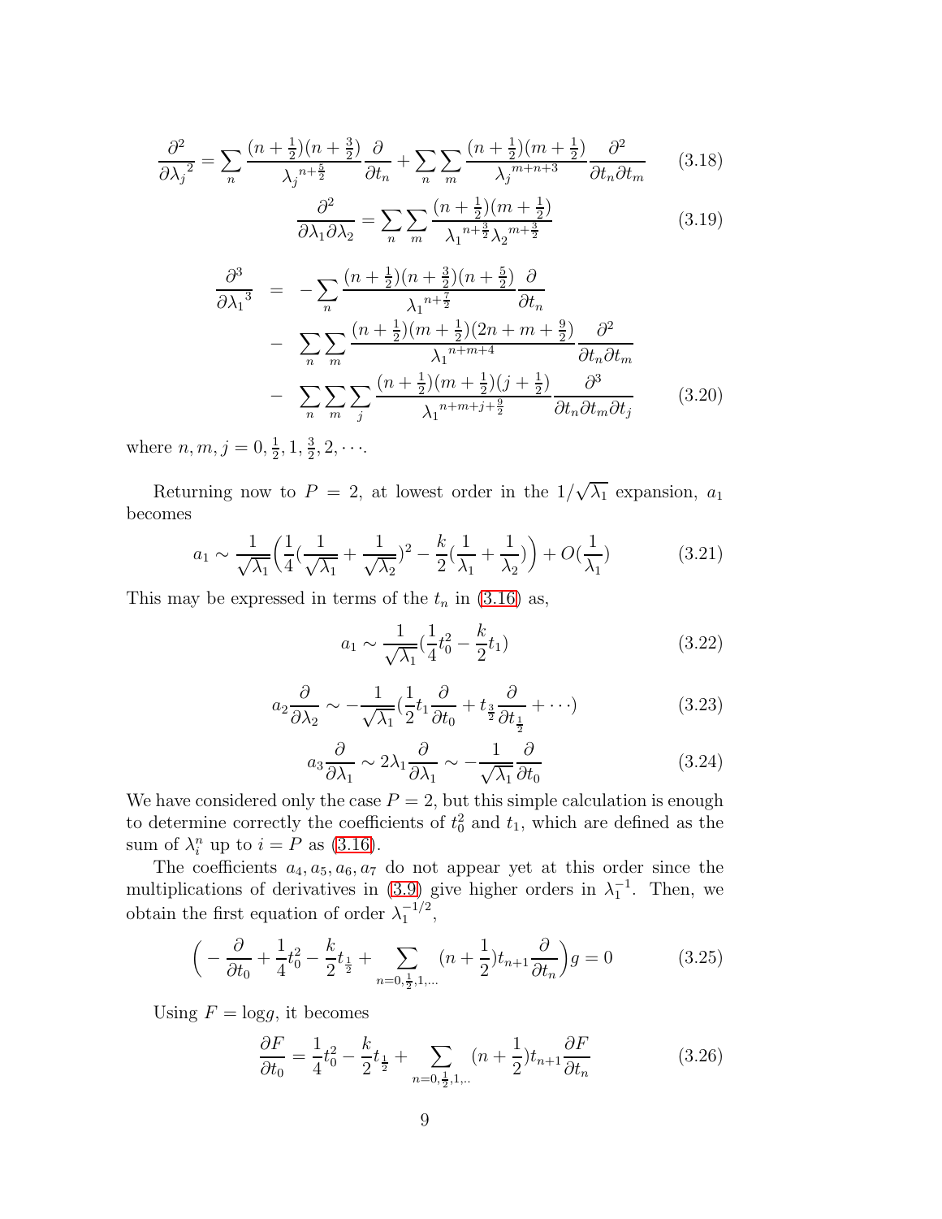$$\frac{\partial^2}{\partial {\lambda_j}^2} = \sum_n \frac{(n+\frac{1}{2})(n+\frac{3}{2})}{{\lambda_j}^{n+\frac{5}{2}}} \frac{\partial}{\partial t_n} + \sum_n \sum_m \frac{(n+\frac{1}{2})(m+\frac{1}{2})}{{\lambda_j}^{m+n+3}} \frac{\partial^2}{\partial t_n \partial t_m} \tag{3.18}$$

$$\frac{\partial^2}{\partial \lambda_1 \partial \lambda_2} = \sum_n \sum_m \frac{(n+\frac{1}{2})(m+\frac{1}{2})}{{\lambda_1}^{n+\frac{3}{2}} {\lambda_2}^{m+\frac{3}{2}}} \tag{3.19}$$

$$\begin{aligned} \frac{\partial^3}{\partial {\lambda_1}^3} &= -\sum_n \frac{(n+\frac{1}{2})(n+\frac{3}{2})(n+\frac{5}{2})}{{\lambda_1}^{n+\frac{7}{2}}} \frac{\partial}{\partial t_n} \\ &- \sum_n \sum_m \frac{(n+\frac{1}{2})(m+\frac{1}{2})(2n+m+\frac{9}{2})}{{\lambda_1}^{n+m+4}} \frac{\partial^2}{\partial t_n \partial t_m} \\ &- \sum_n \sum_m \sum_j \frac{(n+\frac{1}{2})(m+\frac{1}{2})(j+\frac{1}{2})}{{\lambda_1}^{n+m+j+\frac{9}{2}}} \frac{\partial^3}{\partial t_n \partial t_m \partial t_j} \end{aligned} \tag{3.20}$$

where $n, m, j = 0, \frac{1}{2}, 1, \frac{3}{2}, 2, \cdots$.

Returning now to $P = 2$, at lowest order in the $1/\sqrt{\lambda_1}$ expansion, $a_1$ becomes

$$a_1 \sim \frac{1}{\sqrt{\lambda_1}} \Big( \frac{1}{4} (\frac{1}{\sqrt{\lambda_1}} + \frac{1}{\sqrt{\lambda_2}})^2 - \frac{k}{2} (\frac{1}{\lambda_1} + \frac{1}{\lambda_2}) \Big) + O(\frac{1}{\lambda_1}) \tag{3.21}$$

This may be expressed in terms of the $t_n$ in (3.16) as,

$$a_1 \sim \frac{1}{\sqrt{\lambda_1}} (\frac{1}{4} t_0^2 - \frac{k}{2} t_1) \tag{3.22}$$

$$a_2 \frac{\partial}{\partial \lambda_2} \sim -\frac{1}{\sqrt{\lambda_1}} (\frac{1}{2} t_1 \frac{\partial}{\partial t_0} + t_{\frac{3}{2}} \frac{\partial}{\partial t_{\frac{1}{2}}} + \cdots) \tag{3.23}$$

$$a_3 \frac{\partial}{\partial \lambda_1} \sim 2\lambda_1 \frac{\partial}{\partial \lambda_1} \sim -\frac{1}{\sqrt{\lambda_1}} \frac{\partial}{\partial t_0} \tag{3.24}$$

We have considered only the case $P = 2$, but this simple calculation is enough to determine correctly the coefficients of $t_0^2$ and $t_1$, which are defined as the sum of $\lambda_i^n$ up to $i = P$ as (3.16).

The coefficients $a_4, a_5, a_6, a_7$ do not appear yet at this order since the multiplications of derivatives in (3.9) give higher orders in $\lambda_1^{-1}$. Then, we obtain the first equation of order $\lambda_1^{-1/2}$,

$$\Big( -\frac{\partial}{\partial t_0} + \frac{1}{4} t_0^2 - \frac{k}{2} t_{\frac{1}{2}} + \sum_{n=0,\frac{1}{2},1,\ldots} (n+\frac{1}{2}) t_{n+1} \frac{\partial}{\partial t_n} \Big) g = 0 \tag{3.25}$$

Using $F = \log g$, it becomes

$$\frac{\partial F}{\partial t_0} = \frac{1}{4} t_0^2 - \frac{k}{2} t_{\frac{1}{2}} + \sum_{n=0,\frac{1}{2},1,..} (n+\frac{1}{2}) t_{n+1} \frac{\partial F}{\partial t_n} \tag{3.26}$$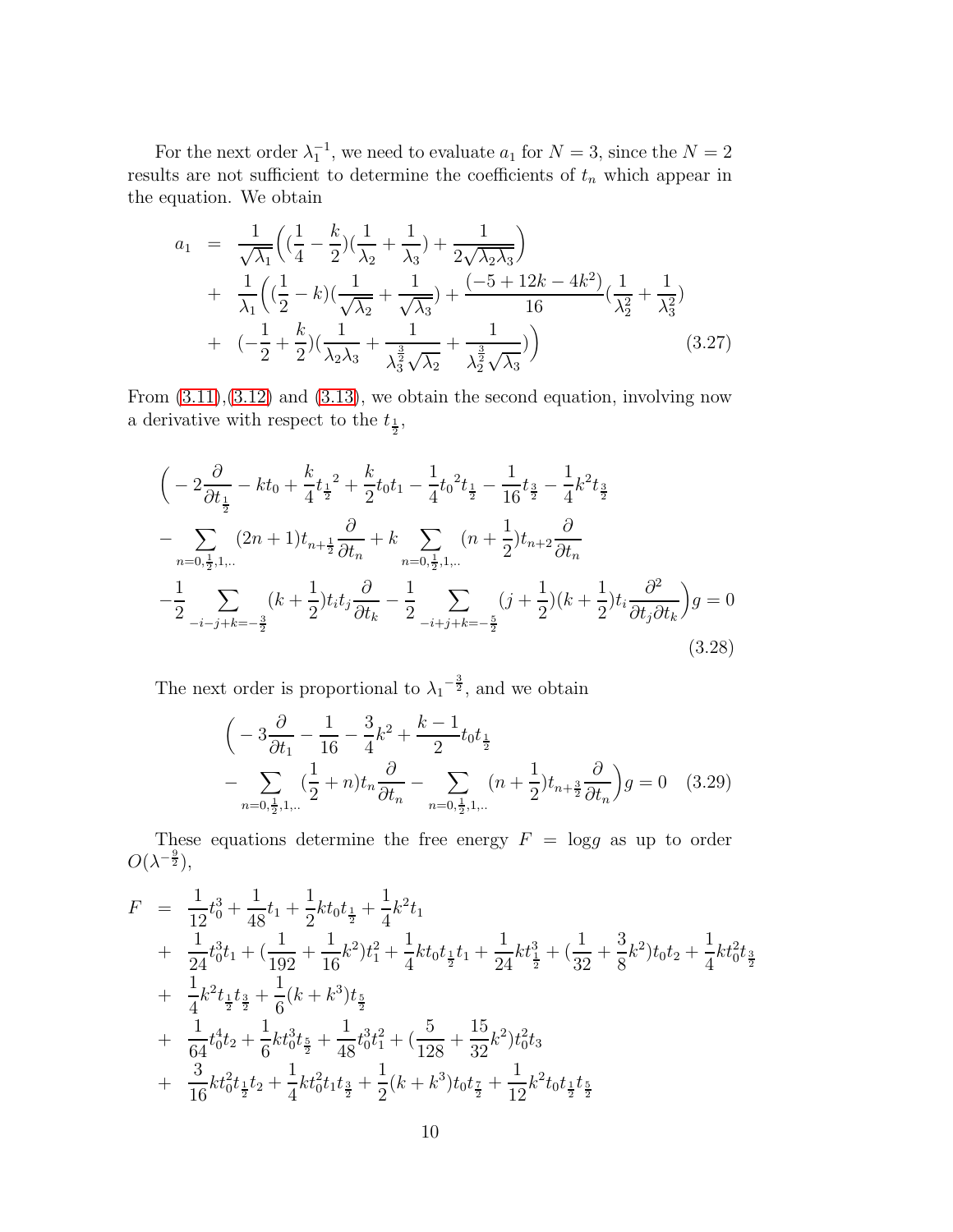For the next order $\lambda_1^{-1}$, we need to evaluate $a_1$ for $N=3$, since the $N=2$ results are not sufficient to determine the coefficients of $t_n$ which appear in the equation. We obtain

$$
\begin{aligned}
a_1 &= \frac{1}{\sqrt{\lambda_1}}\Big((\frac{1}{4}-\frac{k}{2})(\frac{1}{\lambda_2}+\frac{1}{\lambda_3})+\frac{1}{2\sqrt{\lambda_2\lambda_3}}\Big) \\
&+ \frac{1}{\lambda_1}\Big((\frac{1}{2}-k)(\frac{1}{\sqrt{\lambda_2}}+\frac{1}{\sqrt{\lambda_3}})+\frac{(-5+12k-4k^2)}{16}(\frac{1}{\lambda_2^2}+\frac{1}{\lambda_3^2}) \\
&+ (-\frac{1}{2}+\frac{k}{2})(\frac{1}{\lambda_2\lambda_3}+\frac{1}{\lambda_3^{\frac{3}{2}}\sqrt{\lambda_2}}+\frac{1}{\lambda_2^{\frac{3}{2}}\sqrt{\lambda_3}})\Big)
\end{aligned}
\tag{3.27}
$$

From (3.11),(3.12) and (3.13), we obtain the second equation, involving now a derivative with respect to the $t_{\frac{1}{2}}$,

$$
\begin{aligned}
&\Big(-2\frac{\partial}{\partial t_{\frac{1}{2}}}-kt_0+\frac{k}{4}{t_{\frac{1}{2}}}^2+\frac{k}{2}t_0t_1-\frac{1}{4}{t_0}^2t_{\frac{1}{2}}-\frac{1}{16}t_{\frac{3}{2}}-\frac{1}{4}k^2t_{\frac{3}{2}} \\
&-\sum_{n=0,\frac{1}{2},1,..}(2n+1)t_{n+\frac{1}{2}}\frac{\partial}{\partial t_n}+k\sum_{n=0,\frac{1}{2},1,..}(n+\frac{1}{2})t_{n+2}\frac{\partial}{\partial t_n} \\
&-\frac{1}{2}\sum_{-i-j+k=-\frac{3}{2}}(k+\frac{1}{2})t_it_j\frac{\partial}{\partial t_k}-\frac{1}{2}\sum_{-i+j+k=-\frac{5}{2}}(j+\frac{1}{2})(k+\frac{1}{2})t_i\frac{\partial^2}{\partial t_j\partial t_k}\Big)g=0
\end{aligned}
\tag{3.28}
$$

The next order is proportional to ${\lambda_1}^{-\frac{3}{2}}$, and we obtain

$$
\begin{aligned}
&\Big(-3\frac{\partial}{\partial t_1}-\frac{1}{16}-\frac{3}{4}k^2+\frac{k-1}{2}t_0t_{\frac{1}{2}} \\
&-\sum_{n=0,\frac{1}{2},1,..}(\frac{1}{2}+n)t_n\frac{\partial}{\partial t_n}-\sum_{n=0,\frac{1}{2},1,..}(n+\frac{1}{2})t_{n+\frac{3}{2}}\frac{\partial}{\partial t_n}\Big)g=0
\end{aligned}
\tag{3.29}
$$

These equations determine the free energy $F=\log g$ as up to order $O(\lambda^{-\frac{9}{2}})$,

$$
\begin{aligned}
F &= \frac{1}{12}t_0^3+\frac{1}{48}t_1+\frac{1}{2}kt_0t_{\frac{1}{2}}+\frac{1}{4}k^2t_1 \\
&+ \frac{1}{24}t_0^3t_1+(\frac{1}{192}+\frac{1}{16}k^2)t_1^2+\frac{1}{4}kt_0t_{\frac{1}{2}}t_1+\frac{1}{24}kt_{\frac{1}{2}}^3+(\frac{1}{32}+\frac{3}{8}k^2)t_0t_2+\frac{1}{4}kt_0^2t_{\frac{3}{2}} \\
&+ \frac{1}{4}k^2t_{\frac{1}{2}}t_{\frac{3}{2}}+\frac{1}{6}(k+k^3)t_{\frac{5}{2}} \\
&+ \frac{1}{64}t_0^4t_2+\frac{1}{6}kt_0^3t_{\frac{5}{2}}+\frac{1}{48}t_0^3t_1^2+(\frac{5}{128}+\frac{15}{32}k^2)t_0^2t_3 \\
&+ \frac{3}{16}kt_0^2t_{\frac{1}{2}}t_2+\frac{1}{4}kt_0^2t_1t_{\frac{3}{2}}+\frac{1}{2}(k+k^3)t_0t_{\frac{7}{2}}+\frac{1}{12}k^2t_0t_{\frac{1}{2}}t_{\frac{5}{2}}
\end{aligned}
$$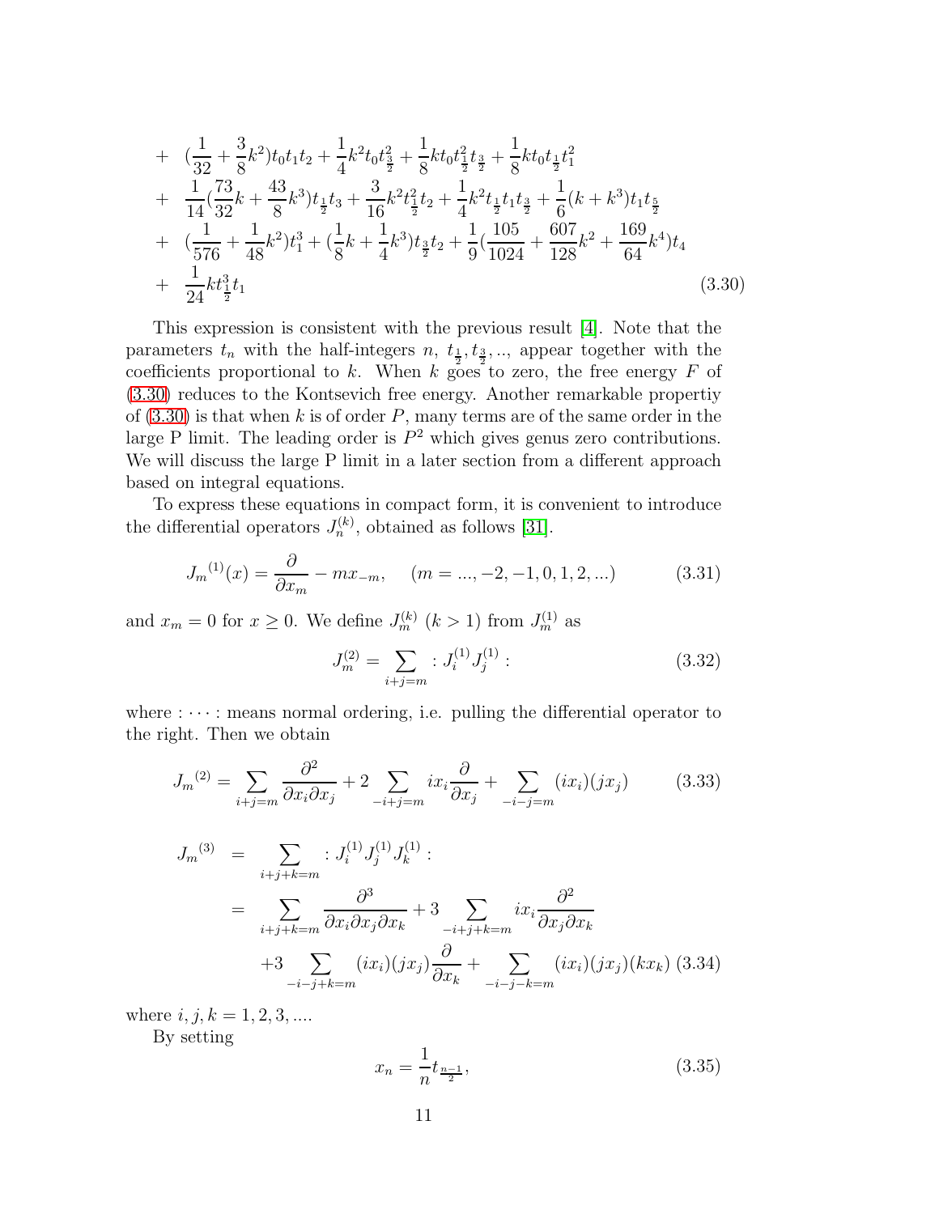$$
\begin{aligned}
&+ \quad (\frac{1}{32} + \frac{3}{8}k^2)t_0 t_1 t_2 + \frac{1}{4}k^2 t_0 t_{\frac{3}{2}}^2 + \frac{1}{8}k t_0 t_{\frac{1}{2}}^2 t_{\frac{3}{2}} + \frac{1}{8}k t_0 t_{\frac{1}{2}} t_1^2 \\
&+ \quad \frac{1}{14}(\frac{73}{32}k + \frac{43}{8}k^3) t_{\frac{1}{2}} t_3 + \frac{3}{16}k^2 t_{\frac{1}{2}}^2 t_2 + \frac{1}{4}k^2 t_{\frac{1}{2}} t_1 t_{\frac{3}{2}} + \frac{1}{6}(k + k^3) t_1 t_{\frac{5}{2}} \\
&+ \quad (\frac{1}{576} + \frac{1}{48}k^2) t_1^3 + (\frac{1}{8}k + \frac{1}{4}k^3) t_{\frac{3}{2}} t_2 + \frac{1}{9}(\frac{105}{1024} + \frac{607}{128}k^2 + \frac{169}{64}k^4) t_4 \\
&+ \quad \frac{1}{24}k t_{\frac{1}{2}}^3 t_1
\end{aligned}
\tag{3.30}
$$

This expression is consistent with the previous result [4]. Note that the parameters $t_n$ with the half-integers $n$, $t_{\frac{1}{2}}, t_{\frac{3}{2}}, ..,$ appear together with the coefficients proportional to $k$. When $k$ goes to zero, the free energy $F$ of (3.30) reduces to the Kontsevich free energy. Another remarkable propertiy of (3.30) is that when $k$ is of order $P$, many terms are of the same order in the large P limit. The leading order is $P^2$ which gives genus zero contributions. We will discuss the large P limit in a later section from a different approach based on integral equations.

To express these equations in compact form, it is convenient to introduce the differential operators $J_n^{(k)}$, obtained as follows [31].

$$
J_m{}^{(1)}(x) = \frac{\partial}{\partial x_m} - m x_{-m}, \quad (m = ..., -2, -1, 0, 1, 2, ...) \tag{3.31}
$$

and $x_m = 0$ for $x \geq 0$. We define $J_m^{(k)}$ $(k > 1)$ from $J_m^{(1)}$ as

$$
J_m^{(2)} = \sum_{i+j=m} : J_i^{(1)} J_j^{(1)} : \tag{3.32}
$$

where $: \cdots :$ means normal ordering, i.e. pulling the differential operator to the right. Then we obtain

$$
J_m{}^{(2)} = \sum_{i+j=m} \frac{\partial^2}{\partial x_i \partial x_j} + 2 \sum_{-i+j=m} i x_i \frac{\partial}{\partial x_j} + \sum_{-i-j=m} (i x_i)(j x_j) \tag{3.33}
$$

$$
\begin{aligned}
J_m{}^{(3)} &= \sum_{i+j+k=m} : J_i^{(1)} J_j^{(1)} J_k^{(1)} : \\
&= \sum_{i+j+k=m} \frac{\partial^3}{\partial x_i \partial x_j \partial x_k} + 3 \sum_{-i+j+k=m} i x_i \frac{\partial^2}{\partial x_j \partial x_k} \\
&\quad + 3 \sum_{-i-j+k=m} (i x_i)(j x_j) \frac{\partial}{\partial x_k} + \sum_{-i-j-k=m} (i x_i)(j x_j)(k x_k)
\end{aligned}
\tag{3.34}
$$

where $i, j, k = 1, 2, 3, ....$

By setting

$$
x_n = \frac{1}{n} t_{\frac{n-1}{2}}, \tag{3.35}
$$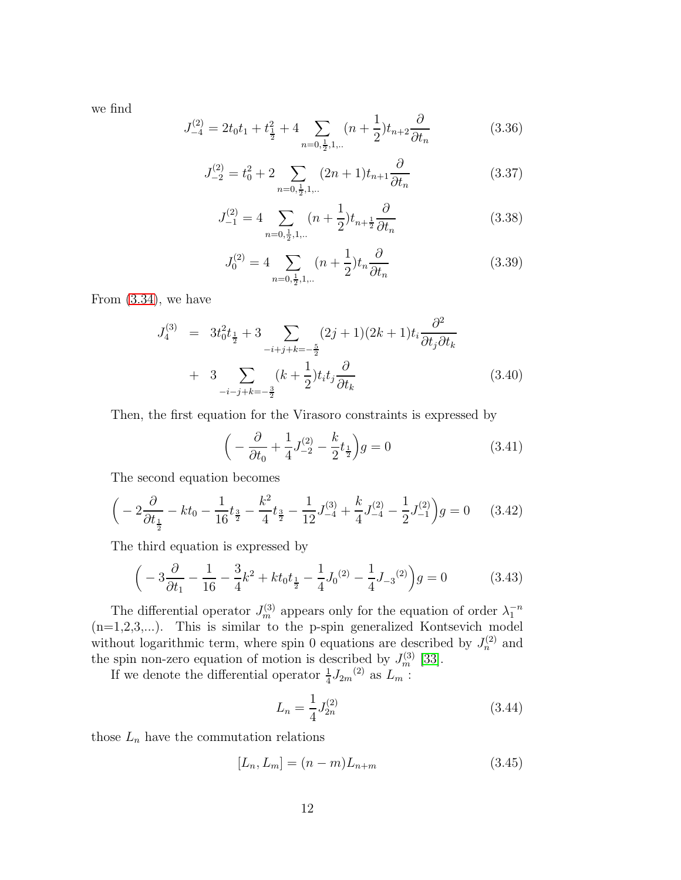we find

$$J^{(2)}_{-4} = 2t_0 t_1 + t_{\frac{1}{2}}^2 + 4 \sum_{n=0,\frac{1}{2},1,..} (n+\frac{1}{2}) t_{n+2} \frac{\partial}{\partial t_n} \tag{3.36}$$

$$J^{(2)}_{-2} = t_0^2 + 2 \sum_{n=0,\frac{1}{2},1,..} (2n+1) t_{n+1} \frac{\partial}{\partial t_n} \tag{3.37}$$

$$J^{(2)}_{-1} = 4 \sum_{n=0,\frac{1}{2},1,..} (n+\frac{1}{2}) t_{n+\frac{1}{2}} \frac{\partial}{\partial t_n} \tag{3.38}$$

$$J^{(2)}_{0} = 4 \sum_{n=0,\frac{1}{2},1,..} (n+\frac{1}{2}) t_n \frac{\partial}{\partial t_n} \tag{3.39}$$

From (3.34), we have

$$\begin{aligned} J^{(3)}_{4} &= 3t_0^2 t_{\frac{1}{2}} + 3 \sum_{-i+j+k=-\frac{5}{2}} (2j+1)(2k+1) t_i \frac{\partial^2}{\partial t_j \partial t_k} \\ &+ 3 \sum_{-i-j+k=-\frac{3}{2}} (k+\frac{1}{2}) t_i t_j \frac{\partial}{\partial t_k} \end{aligned} \tag{3.40}$$

Then, the first equation for the Virasoro constraints is expressed by

$$\Big( -\frac{\partial}{\partial t_0} + \frac{1}{4} J^{(2)}_{-2} - \frac{k}{2} t_{\frac{1}{2}} \Big) g = 0 \tag{3.41}$$

The second equation becomes

$$\Big( -2\frac{\partial}{\partial t_{\frac{1}{2}}} - kt_0 - \frac{1}{16} t_{\frac{3}{2}} - \frac{k^2}{4} t_{\frac{3}{2}} - \frac{1}{12} J^{(3)}_{-4} + \frac{k}{4} J^{(2)}_{-4} - \frac{1}{2} J^{(2)}_{-1} \Big) g = 0 \tag{3.42}$$

The third equation is expressed by

$$\Big( -3\frac{\partial}{\partial t_1} - \frac{1}{16} - \frac{3}{4}k^2 + kt_0 t_{\frac{1}{2}} - \frac{1}{4} J_0{}^{(2)} - \frac{1}{4} J_{-3}{}^{(2)} \Big) g = 0 \tag{3.43}$$

The differential operator $J^{(3)}_m$ appears only for the equation of order $\lambda_1^{-n}$ (n=1,2,3,...). This is similar to the p-spin generalized Kontsevich model without logarithmic term, where spin 0 equations are described by $J^{(2)}_n$ and the spin non-zero equation of motion is described by $J^{(3)}_m$ [33].

If we denote the differential operator $\frac{1}{4} J_{2m}{}^{(2)}$ as $L_m$ :

$$L_n = \frac{1}{4} J^{(2)}_{2n} \tag{3.44}$$

those $L_n$ have the commutation relations

$$[L_n, L_m] = (n-m) L_{n+m} \tag{3.45}$$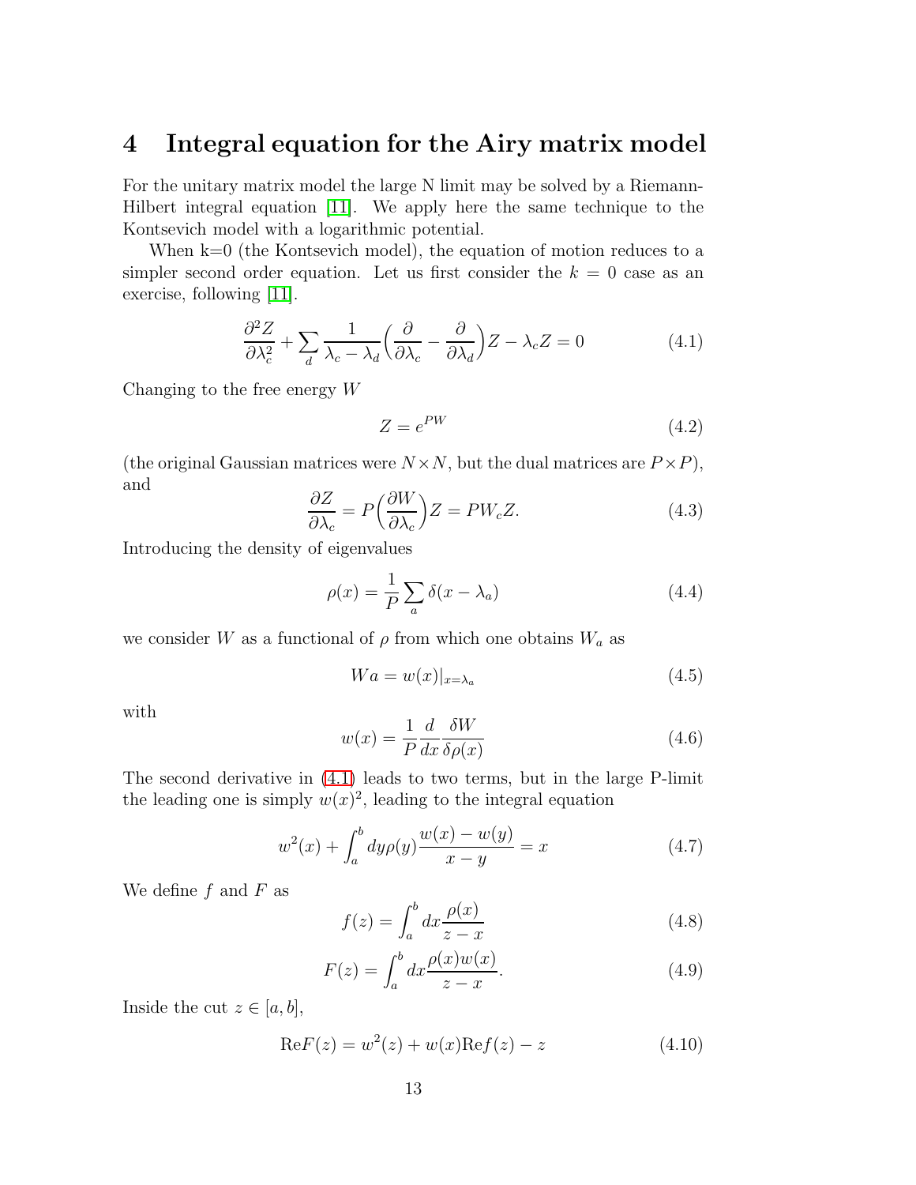# 4 Integral equation for the Airy matrix model

For the unitary matrix model the large N limit may be solved by a Riemann-Hilbert integral equation [11]. We apply here the same technique to the Kontsevich model with a logarithmic potential.

When k=0 (the Kontsevich model), the equation of motion reduces to a simpler second order equation. Let us first consider the $k = 0$ case as an exercise, following [11].

$$\frac{\partial^2 Z}{\partial \lambda_c^2} + \sum_d \frac{1}{\lambda_c - \lambda_d}\Big(\frac{\partial}{\partial \lambda_c} - \frac{\partial}{\partial \lambda_d}\Big)Z - \lambda_c Z = 0 \tag{4.1}$$

Changing to the free energy $W$

$$Z = e^{PW} \tag{4.2}$$

(the original Gaussian matrices were $N \times N$, but the dual matrices are $P \times P$), and

$$\frac{\partial Z}{\partial \lambda_c} = P\Big(\frac{\partial W}{\partial \lambda_c}\Big)Z = PW_c Z. \tag{4.3}$$

Introducing the density of eigenvalues

$$\rho(x) = \frac{1}{P}\sum_a \delta(x - \lambda_a) \tag{4.4}$$

we consider $W$ as a functional of $\rho$ from which one obtains $W_a$ as

$$Wa = w(x)|_{x=\lambda_a} \tag{4.5}$$

with

$$w(x) = \frac{1}{P}\frac{d}{dx}\frac{\delta W}{\delta \rho(x)} \tag{4.6}$$

The second derivative in (4.1) leads to two terms, but in the large P-limit the leading one is simply $w(x)^2$, leading to the integral equation

$$w^2(x) + \int_a^b dy \rho(y)\frac{w(x) - w(y)}{x - y} = x \tag{4.7}$$

We define $f$ and $F$ as

$$f(z) = \int_a^b dx \frac{\rho(x)}{z - x} \tag{4.8}$$

$$F(z) = \int_a^b dx \frac{\rho(x)w(x)}{z - x}. \tag{4.9}$$

Inside the cut $z \in [a, b]$,

$$\mathrm{Re}F(z) = w^2(z) + w(x)\mathrm{Re}f(z) - z \tag{4.10}$$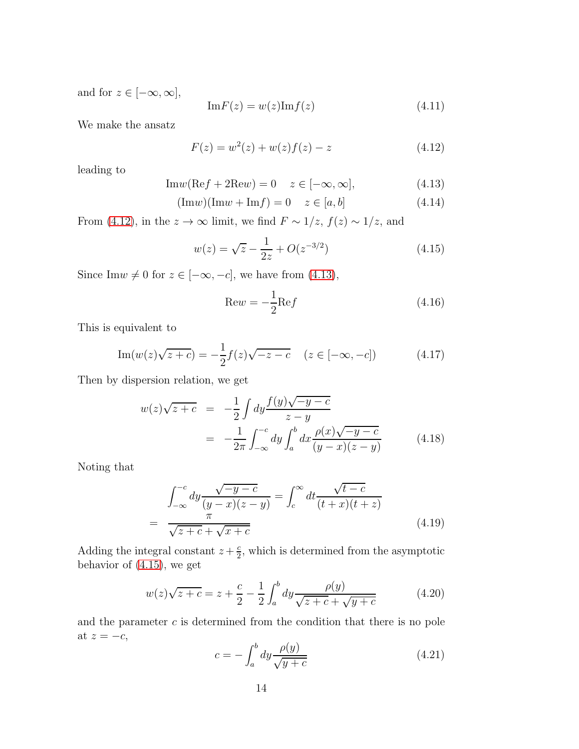and for $z \in [-\infty, \infty]$,

$$\text{Im}F(z) = w(z)\text{Im}f(z) \tag{4.11}$$

We make the ansatz

$$F(z) = w^2(z) + w(z)f(z) - z \tag{4.12}$$

leading to

$$\text{Im}w(\text{Re}f + 2\text{Re}w) = 0 \quad z \in [-\infty, \infty], \tag{4.13}$$

$$(\text{Im}w)(\text{Im}w + \text{Im}f) = 0 \quad z \in [a, b] \tag{4.14}$$

From (4.12), in the $z \to \infty$ limit, we find $F \sim 1/z$, $f(z) \sim 1/z$, and

$$w(z) = \sqrt{z} - \frac{1}{2z} + O(z^{-3/2}) \tag{4.15}$$

Since $\text{Im}w \neq 0$ for $z \in [-\infty, -c]$, we have from (4.13),

$$\text{Re}w = -\frac{1}{2}\text{Re}f \tag{4.16}$$

This is equivalent to

$$\text{Im}(w(z)\sqrt{z+c}) = -\frac{1}{2}f(z)\sqrt{-z-c} \quad (z \in [-\infty, -c]) \tag{4.17}$$

Then by dispersion relation, we get

$$\begin{aligned} w(z)\sqrt{z+c} &= -\frac{1}{2}\int dy \frac{f(y)\sqrt{-y-c}}{z-y} \\ &= -\frac{1}{2\pi}\int_{-\infty}^{-c} dy \int_a^b dx \frac{\rho(x)\sqrt{-y-c}}{(y-x)(z-y)} \end{aligned} \tag{4.18}$$

Noting that

$$\begin{aligned} &\int_{-\infty}^{-c} dy \frac{\sqrt{-y-c}}{(y-x)(z-y)} = \int_c^\infty dt \frac{\sqrt{t-c}}{(t+x)(t+z)} \\ =& \ \frac{\pi}{\sqrt{z+c} + \sqrt{x+c}} \end{aligned} \tag{4.19}$$

Adding the integral constant $z + \frac{c}{2}$, which is determined from the asymptotic behavior of (4.15), we get

$$w(z)\sqrt{z+c} = z + \frac{c}{2} - \frac{1}{2}\int_a^b dy \frac{\rho(y)}{\sqrt{z+c} + \sqrt{y+c}} \tag{4.20}$$

and the parameter $c$ is determined from the condition that there is no pole at $z = -c$,

$$c = -\int_a^b dy \frac{\rho(y)}{\sqrt{y+c}} \tag{4.21}$$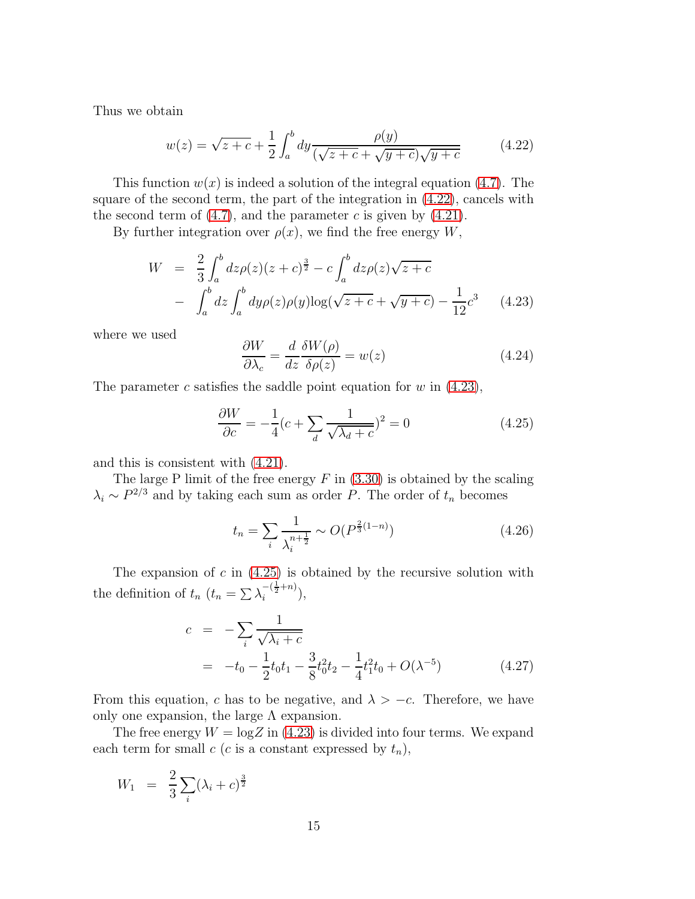Thus we obtain

$$w(z) = \sqrt{z+c} + \frac{1}{2}\int_a^b dy \frac{\rho(y)}{(\sqrt{z+c}+\sqrt{y+c})\sqrt{y+c}} \tag{4.22}$$

This function $w(x)$ is indeed a solution of the integral equation (4.7). The square of the second term, the part of the integration in (4.22), cancels with the second term of (4.7), and the parameter $c$ is given by (4.21).

By further integration over $\rho(x)$, we find the free energy $W$,

$$\begin{aligned} W &= \frac{2}{3}\int_a^b dz \rho(z)(z+c)^{\frac{3}{2}} - c\int_a^b dz \rho(z)\sqrt{z+c} \\ &- \int_a^b dz \int_a^b dy \rho(z)\rho(y)\log(\sqrt{z+c}+\sqrt{y+c}) - \frac{1}{12}c^3 \end{aligned} \tag{4.23}$$

where we used

$$\frac{\partial W}{\partial \lambda_c} = \frac{d}{dz}\frac{\delta W(\rho)}{\delta \rho(z)} = w(z) \tag{4.24}$$

The parameter $c$ satisfies the saddle point equation for $w$ in (4.23),

$$\frac{\partial W}{\partial c} = -\frac{1}{4}(c + \sum_d \frac{1}{\sqrt{\lambda_d + c}})^2 = 0 \tag{4.25}$$

and this is consistent with (4.21).

The large P limit of the free energy $F$ in (3.30) is obtained by the scaling $\lambda_i \sim P^{2/3}$ and by taking each sum as order $P$. The order of $t_n$ becomes

$$t_n = \sum_i \frac{1}{\lambda_i^{n+\frac{1}{2}}} \sim O(P^{\frac{2}{3}(1-n)}) \tag{4.26}$$

The expansion of $c$ in (4.25) is obtained by the recursive solution with the definition of $t_n$ ($t_n = \sum \lambda_i^{-(\frac{1}{2}+n)}$),

$$\begin{aligned} c &= -\sum_i \frac{1}{\sqrt{\lambda_i + c}} \\ &= -t_0 - \frac{1}{2}t_0 t_1 - \frac{3}{8}t_0^2 t_2 - \frac{1}{4}t_1^2 t_0 + O(\lambda^{-5}) \end{aligned} \tag{4.27}$$

From this equation, $c$ has to be negative, and $\lambda > -c$. Therefore, we have only one expansion, the large $\Lambda$ expansion.

The free energy $W = \log Z$ in (4.23) is divided into four terms. We expand each term for small $c$ ($c$ is a constant expressed by $t_n$),

$$W_1 = \frac{2}{3}\sum_i (\lambda_i + c)^{\frac{3}{2}}$$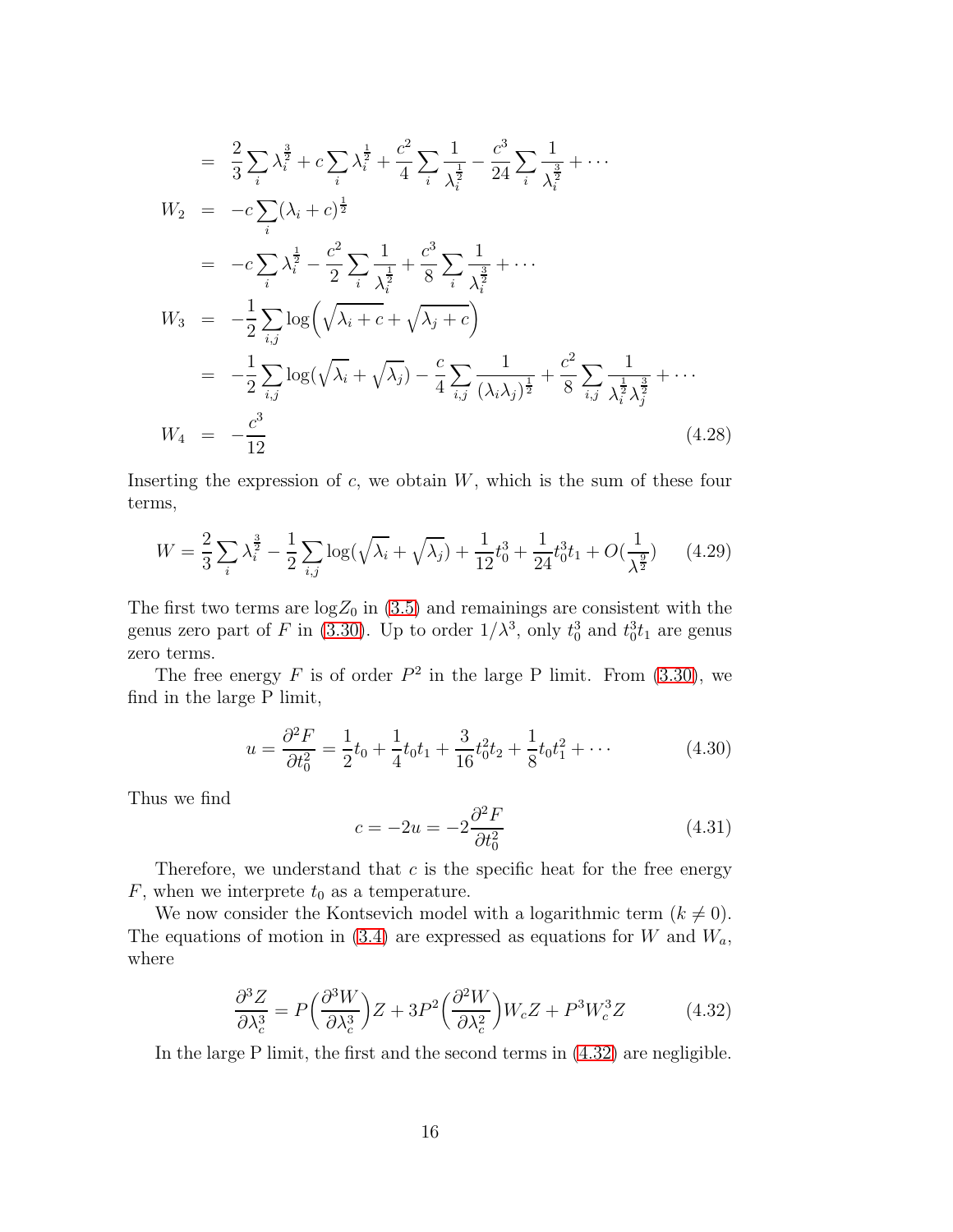$$
\begin{aligned}
&= \frac{2}{3}\sum_i \lambda_i^{\frac{3}{2}} + c\sum_i \lambda_i^{\frac{1}{2}} + \frac{c^2}{4}\sum_i \frac{1}{\lambda_i^{\frac{1}{2}}} - \frac{c^3}{24}\sum_i \frac{1}{\lambda_i^{\frac{3}{2}}} + \cdots \\
W_2 &= -c\sum_i (\lambda_i + c)^{\frac{1}{2}} \\
&= -c\sum_i \lambda_i^{\frac{1}{2}} - \frac{c^2}{2}\sum_i \frac{1}{\lambda_i^{\frac{1}{2}}} + \frac{c^3}{8}\sum_i \frac{1}{\lambda_i^{\frac{3}{2}}} + \cdots \\
W_3 &= -\frac{1}{2}\sum_{i,j}\log\Big(\sqrt{\lambda_i + c} + \sqrt{\lambda_j + c}\Big) \\
&= -\frac{1}{2}\sum_{i,j}\log(\sqrt{\lambda_i} + \sqrt{\lambda_j}) - \frac{c}{4}\sum_{i,j}\frac{1}{(\lambda_i\lambda_j)^{\frac{1}{2}}} + \frac{c^2}{8}\sum_{i,j}\frac{1}{\lambda_i^{\frac{1}{2}}\lambda_j^{\frac{3}{2}}} + \cdots \\
W_4 &= -\frac{c^3}{12}
\end{aligned}
\tag{4.28}
$$

Inserting the expression of $c$, we obtain $W$, which is the sum of these four terms,

$$
W = \frac{2}{3}\sum_i \lambda_i^{\frac{3}{2}} - \frac{1}{2}\sum_{i,j}\log(\sqrt{\lambda_i} + \sqrt{\lambda_j}) + \frac{1}{12}t_0^3 + \frac{1}{24}t_0^3 t_1 + O(\frac{1}{\lambda^{\frac{9}{2}}}) \tag{4.29}
$$

The first two terms are $\log Z_0$ in (3.5) and remainings are consistent with the genus zero part of $F$ in (3.30). Up to order $1/\lambda^3$, only $t_0^3$ and $t_0^3 t_1$ are genus zero terms.

The free energy $F$ is of order $P^2$ in the large P limit. From (3.30), we find in the large P limit,

$$
u = \frac{\partial^2 F}{\partial t_0^2} = \frac{1}{2}t_0 + \frac{1}{4}t_0 t_1 + \frac{3}{16}t_0^2 t_2 + \frac{1}{8}t_0 t_1^2 + \cdots \tag{4.30}
$$

Thus we find

$$
c = -2u = -2\frac{\partial^2 F}{\partial t_0^2} \tag{4.31}
$$

Therefore, we understand that $c$ is the specific heat for the free energy $F$, when we interprete $t_0$ as a temperature.

We now consider the Kontsevich model with a logarithmic term ($k \neq 0$). The equations of motion in (3.4) are expressed as equations for $W$ and $W_a$, where

$$
\frac{\partial^3 Z}{\partial \lambda_c^3} = P\Big(\frac{\partial^3 W}{\partial \lambda_c^3}\Big)Z + 3P^2\Big(\frac{\partial^2 W}{\partial \lambda_c^2}\Big)W_c Z + P^3 W_c^3 Z \tag{4.32}
$$

In the large P limit, the first and the second terms in (4.32) are negligible.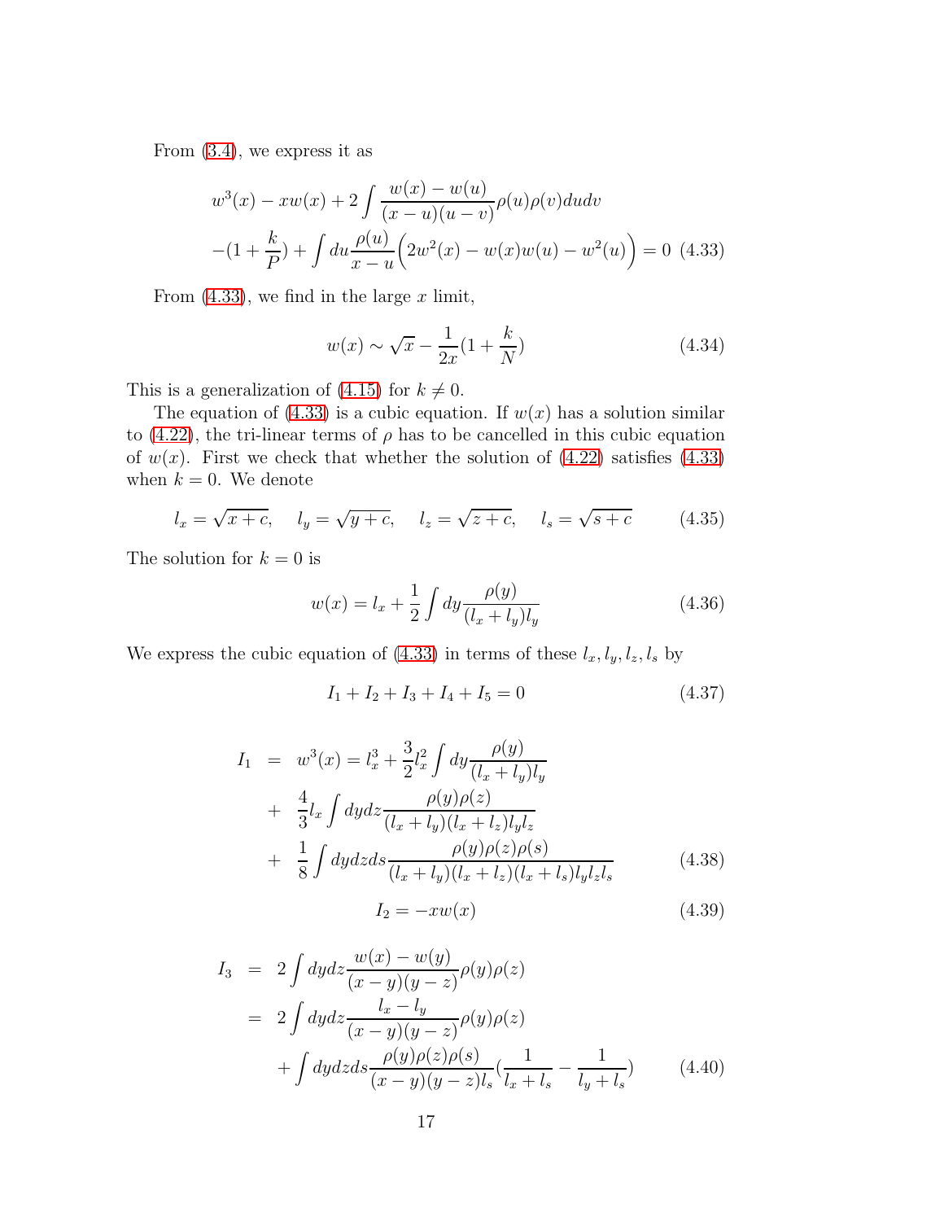From (3.4), we express it as

$$
\begin{aligned}
& w^3(x) - xw(x) + 2\int \frac{w(x)-w(u)}{(x-u)(u-v)}\rho(u)\rho(v)dudv \\
& -(1+\frac{k}{P}) + \int du \frac{\rho(u)}{x-u}\Big(2w^2(x) - w(x)w(u) - w^2(u)\Big) = 0 \quad (4.33)
\end{aligned}
$$

From (4.33), we find in the large $x$ limit,

$$
w(x) \sim \sqrt{x} - \frac{1}{2x}(1+\frac{k}{N}) \tag{4.34}
$$

This is a generalization of (4.15) for $k \neq 0$.

The equation of (4.33) is a cubic equation. If $w(x)$ has a solution similar to (4.22), the tri-linear terms of $\rho$ has to be cancelled in this cubic equation of $w(x)$. First we check that whether the solution of (4.22) satisfies (4.33) when $k = 0$. We denote

$$
l_x = \sqrt{x+c}, \quad l_y = \sqrt{y+c}, \quad l_z = \sqrt{z+c}, \quad l_s = \sqrt{s+c} \tag{4.35}
$$

The solution for $k = 0$ is

$$
w(x) = l_x + \frac{1}{2}\int dy \frac{\rho(y)}{(l_x+l_y)l_y} \tag{4.36}
$$

We express the cubic equation of (4.33) in terms of these $l_x, l_y, l_z, l_s$ by

$$
I_1 + I_2 + I_3 + I_4 + I_5 = 0 \tag{4.37}
$$

$$
\begin{aligned}
I_1 &= w^3(x) = l_x^3 + \frac{3}{2}l_x^2 \int dy \frac{\rho(y)}{(l_x+l_y)l_y} \\
&+ \frac{4}{3}l_x \int dydz \frac{\rho(y)\rho(z)}{(l_x+l_y)(l_x+l_z)l_y l_z} \\
&+ \frac{1}{8}\int dydzds \frac{\rho(y)\rho(z)\rho(s)}{(l_x+l_y)(l_x+l_z)(l_x+l_s)l_y l_z l_s}
\end{aligned} \tag{4.38}
$$

$$
I_2 = -xw(x) \tag{4.39}
$$

$$
\begin{aligned}
I_3 &= 2\int dydz \frac{w(x)-w(y)}{(x-y)(y-z)}\rho(y)\rho(z) \\
&= 2\int dydz \frac{l_x - l_y}{(x-y)(y-z)}\rho(y)\rho(z) \\
&\quad + \int dydzds \frac{\rho(y)\rho(z)\rho(s)}{(x-y)(y-z)l_s}\left(\frac{1}{l_x+l_s} - \frac{1}{l_y+l_s}\right)
\end{aligned} \tag{4.40}
$$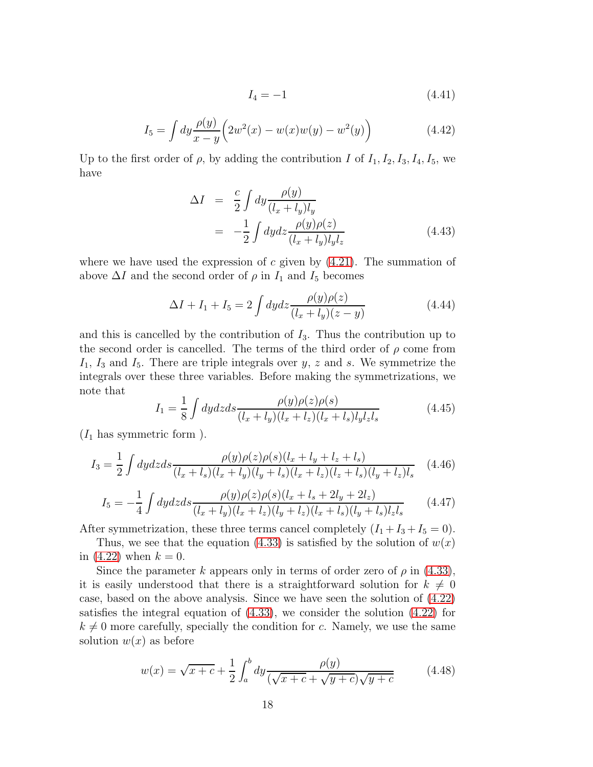$$I_4 = -1 \tag{4.41}$$

$$I_5 = \int dy \frac{\rho(y)}{x-y}\Big(2w^2(x) - w(x)w(y) - w^2(y)\Big) \tag{4.42}$$

Up to the first order of $\rho$, by adding the contribution $I$ of $I_1, I_2, I_3, I_4, I_5$, we have

$$\begin{aligned}
\Delta I &= \frac{c}{2}\int dy \frac{\rho(y)}{(l_x + l_y)l_y} \\
&= -\frac{1}{2}\int dydz \frac{\rho(y)\rho(z)}{(l_x+l_y)l_y l_z}
\end{aligned} \tag{4.43}$$

where we have used the expression of $c$ given by (4.21). The summation of above $\Delta I$ and the second order of $\rho$ in $I_1$ and $I_5$ becomes

$$\Delta I + I_1 + I_5 = 2\int dydz \frac{\rho(y)\rho(z)}{(l_x+l_y)(z-y)} \tag{4.44}$$

and this is cancelled by the contribution of $I_3$. Thus the contribution up to the second order is cancelled. The terms of the third order of $\rho$ come from $I_1$, $I_3$ and $I_5$. There are triple integrals over $y$, $z$ and $s$. We symmetrize the integrals over these three variables. Before making the symmetrizations, we note that

$$I_1 = \frac{1}{8}\int dydzds \frac{\rho(y)\rho(z)\rho(s)}{(l_x+l_y)(l_x+l_z)(l_x+l_s)l_y l_z l_s} \tag{4.45}$$

($I_1$ has symmetric form ).

$$I_3 = \frac{1}{2}\int dydzds \frac{\rho(y)\rho(z)\rho(s)(l_x+l_y+l_z+l_s)}{(l_x+l_s)(l_x+l_y)(l_y+l_s)(l_x+l_z)(l_z+l_s)(l_y+l_z)l_s} \tag{4.46}$$

$$I_5 = -\frac{1}{4}\int dydzds \frac{\rho(y)\rho(z)\rho(s)(l_x+l_s+2l_y+2l_z)}{(l_x+l_y)(l_x+l_z)(l_y+l_z)(l_x+l_s)(l_y+l_s)l_z l_s} \tag{4.47}$$

After symmetrization, these three terms cancel completely ($I_1 + I_3 + I_5 = 0$).

Thus, we see that the equation (4.33) is satisfied by the solution of $w(x)$ in (4.22) when $k = 0$.

Since the parameter $k$ appears only in terms of order zero of $\rho$ in (4.33), it is easily understood that there is a straightforward solution for $k \neq 0$ case, based on the above analysis. Since we have seen the solution of (4.22) satisfies the integral equation of (4.33), we consider the solution (4.22) for $k \neq 0$ more carefully, specially the condition for $c$. Namely, we use the same solution $w(x)$ as before

$$w(x) = \sqrt{x+c} + \frac{1}{2}\int_a^b dy \frac{\rho(y)}{(\sqrt{x+c}+\sqrt{y+c})\sqrt{y+c}} \tag{4.48}$$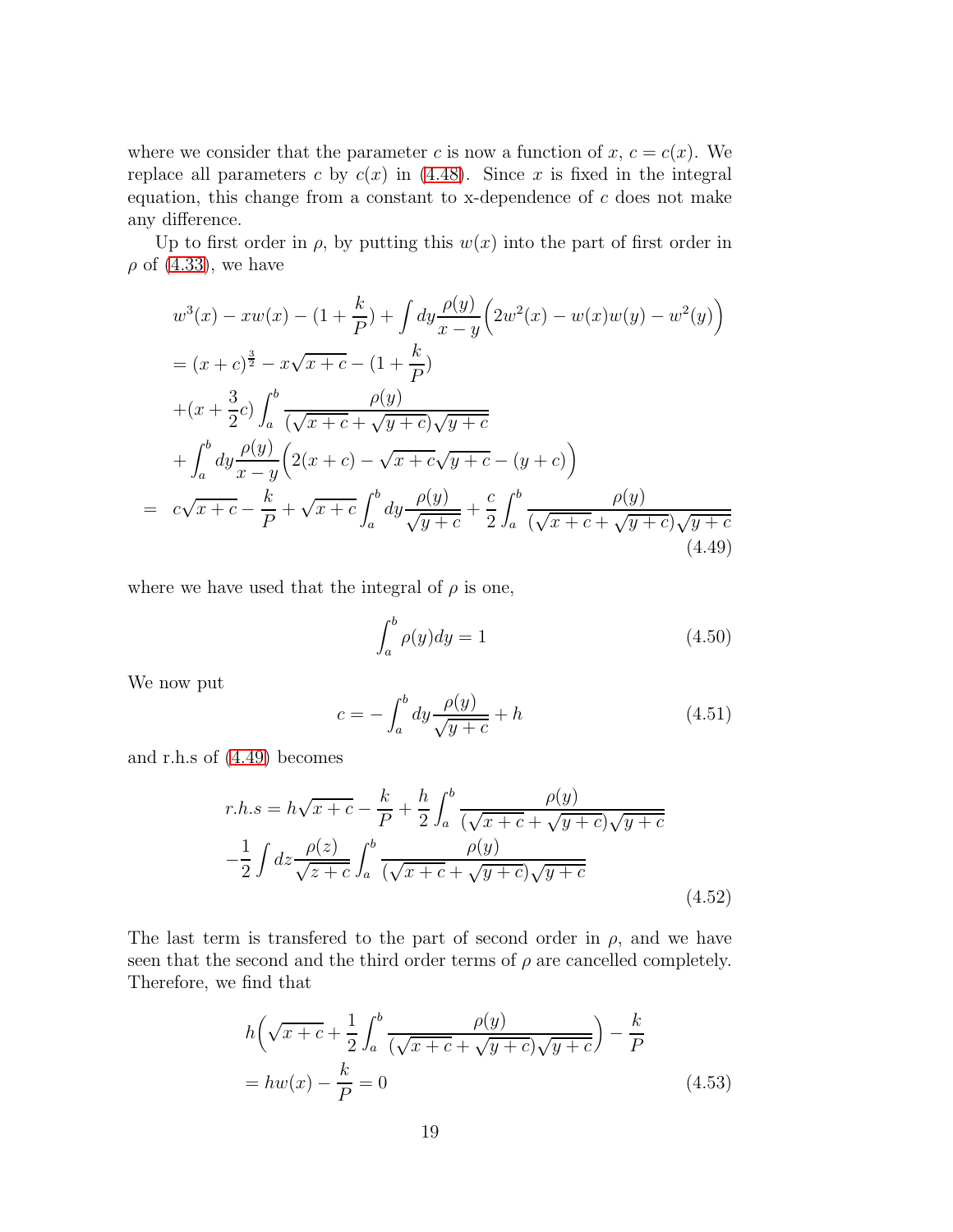where we consider that the parameter $c$ is now a function of $x$, $c = c(x)$. We replace all parameters $c$ by $c(x)$ in (4.48). Since $x$ is fixed in the integral equation, this change from a constant to x-dependence of $c$ does not make any difference.

Up to first order in $\rho$, by putting this $w(x)$ into the part of first order in $\rho$ of (4.33), we have

$$
\begin{aligned}
& w^3(x) - xw(x) - (1+\frac{k}{P}) + \int dy \frac{\rho(y)}{x-y}\Big(2w^2(x) - w(x)w(y) - w^2(y)\Big) \\
& = (x+c)^{\frac{3}{2}} - x\sqrt{x+c} - (1+\frac{k}{P}) \\
& +(x+\frac{3}{2}c)\int_a^b \frac{\rho(y)}{(\sqrt{x+c}+\sqrt{y+c})\sqrt{y+c}} \\
& +\int_a^b dy \frac{\rho(y)}{x-y}\Big(2(x+c) - \sqrt{x+c}\sqrt{y+c} - (y+c)\Big) \\
= \;\; & c\sqrt{x+c} - \frac{k}{P} + \sqrt{x+c}\int_a^b dy \frac{\rho(y)}{\sqrt{y+c}} + \frac{c}{2}\int_a^b \frac{\rho(y)}{(\sqrt{x+c}+\sqrt{y+c})\sqrt{y+c}}
\end{aligned}
\tag{4.49}
$$

where we have used that the integral of $\rho$ is one,

$$
\int_a^b \rho(y)dy = 1 \tag{4.50}
$$

We now put

$$
c = -\int_a^b dy \frac{\rho(y)}{\sqrt{y+c}} + h \tag{4.51}
$$

and r.h.s of (4.49) becomes

$$
\begin{aligned}
r.h.s = & \; h\sqrt{x+c} - \frac{k}{P} + \frac{h}{2}\int_a^b \frac{\rho(y)}{(\sqrt{x+c}+\sqrt{y+c})\sqrt{y+c}} \\
& -\frac{1}{2}\int dz \frac{\rho(z)}{\sqrt{z+c}}\int_a^b \frac{\rho(y)}{(\sqrt{x+c}+\sqrt{y+c})\sqrt{y+c}}
\end{aligned}
\tag{4.52}
$$

The last term is transfered to the part of second order in $\rho$, and we have seen that the second and the third order terms of $\rho$ are cancelled completely. Therefore, we find that

$$
\begin{aligned}
& h\Big(\sqrt{x+c} + \frac{1}{2}\int_a^b \frac{\rho(y)}{(\sqrt{x+c}+\sqrt{y+c})\sqrt{y+c}}\Big) - \frac{k}{P} \\
& = hw(x) - \frac{k}{P} = 0
\end{aligned}
\tag{4.53}
$$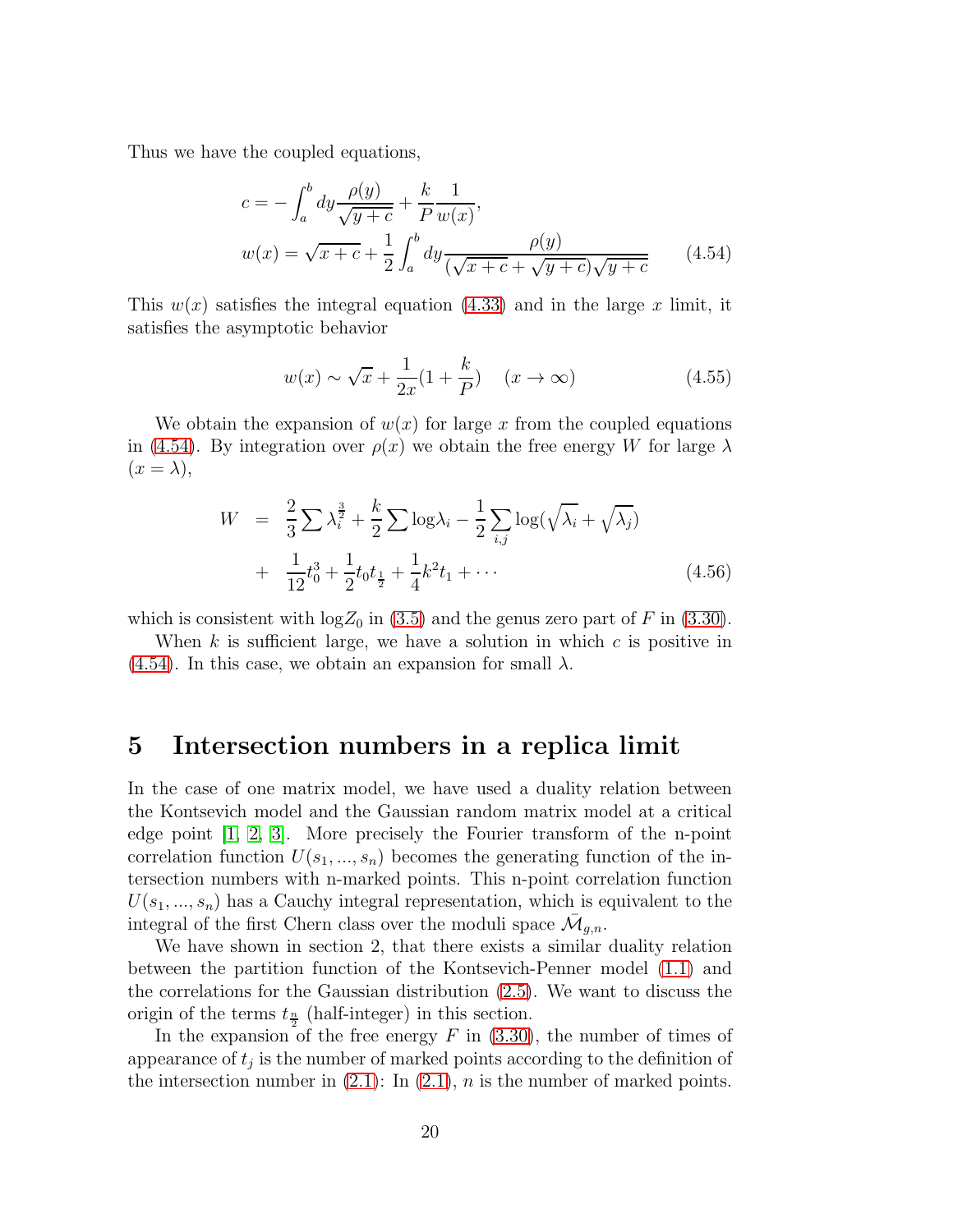Thus we have the coupled equations,

$$
\begin{aligned}
c &= -\int_a^b dy \frac{\rho(y)}{\sqrt{y+c}} + \frac{k}{P}\frac{1}{w(x)}, \\
w(x) &= \sqrt{x+c} + \frac{1}{2}\int_a^b dy \frac{\rho(y)}{(\sqrt{x+c}+\sqrt{y+c})\sqrt{y+c}}
\end{aligned}
\tag{4.54}
$$

This $w(x)$ satisfies the integral equation (4.33) and in the large $x$ limit, it satisfies the asymptotic behavior

$$
w(x) \sim \sqrt{x} + \frac{1}{2x}(1+\frac{k}{P}) \quad (x \to \infty) \tag{4.55}
$$

We obtain the expansion of $w(x)$ for large $x$ from the coupled equations in (4.54). By integration over $\rho(x)$ we obtain the free energy $W$ for large $\lambda$ ($x = \lambda$),

$$
\begin{aligned}
W &= \frac{2}{3}\sum \lambda_i^{\frac{3}{2}} + \frac{k}{2}\sum \log\lambda_i - \frac{1}{2}\sum_{i,j}\log(\sqrt{\lambda_i}+\sqrt{\lambda_j}) \\
&+ \frac{1}{12}t_0^3 + \frac{1}{2}t_0 t_{\frac{1}{2}} + \frac{1}{4}k^2 t_1 + \cdots
\end{aligned}
\tag{4.56}
$$

which is consistent with $\log Z_0$ in (3.5) and the genus zero part of $F$ in (3.30).

When $k$ is sufficient large, we have a solution in which $c$ is positive in (4.54). In this case, we obtain an expansion for small $\lambda$.

# 5 Intersection numbers in a replica limit

In the case of one matrix model, we have used a duality relation between the Kontsevich model and the Gaussian random matrix model at a critical edge point [1, 2, 3]. More precisely the Fourier transform of the n-point correlation function $U(s_1, ..., s_n)$ becomes the generating function of the intersection numbers with n-marked points. This n-point correlation function $U(s_1, ..., s_n)$ has a Cauchy integral representation, which is equivalent to the integral of the first Chern class over the moduli space $\bar{\mathcal{M}}_{g,n}$.

We have shown in section 2, that there exists a similar duality relation between the partition function of the Kontsevich-Penner model (1.1) and the correlations for the Gaussian distribution (2.5). We want to discuss the origin of the terms $t_{\frac{n}{2}}$ (half-integer) in this section.

In the expansion of the free energy $F$ in (3.30), the number of times of appearance of $t_j$ is the number of marked points according to the definition of the intersection number in (2.1): In (2.1), $n$ is the number of marked points.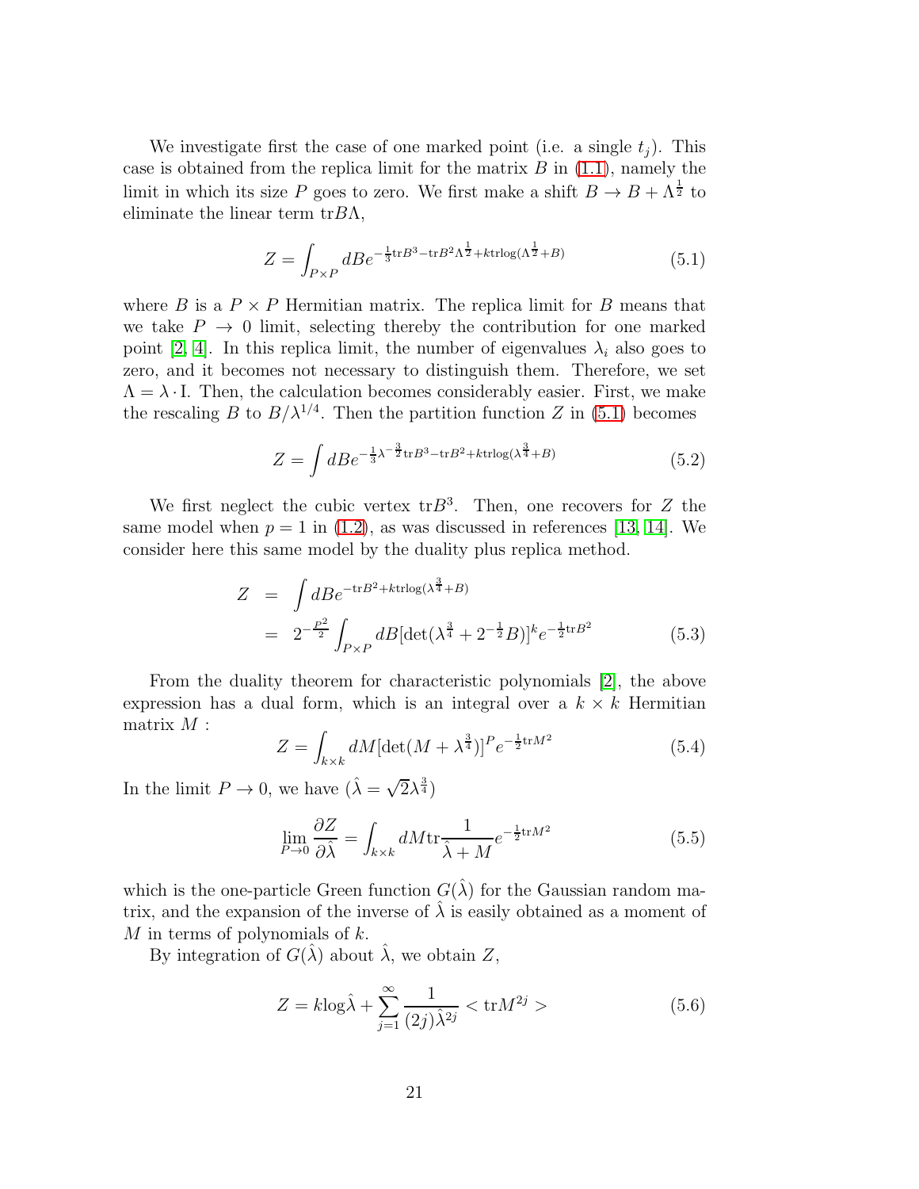We investigate first the case of one marked point (i.e. a single $t_j$). This case is obtained from the replica limit for the matrix $B$ in (1.1), namely the limit in which its size $P$ goes to zero. We first make a shift $B \to B + \Lambda^{\frac{1}{2}}$ to eliminate the linear term $\mathrm{tr} B\Lambda$,

$$Z = \int_{P\times P} dB e^{-\frac{1}{3}\mathrm{tr}B^3 - \mathrm{tr}B^2\Lambda^{\frac{1}{2}} + k\mathrm{tr}\log(\Lambda^{\frac{1}{2}}+B)} \tag{5.1}$$

where $B$ is a $P \times P$ Hermitian matrix. The replica limit for $B$ means that we take $P \to 0$ limit, selecting thereby the contribution for one marked point [2, 4]. In this replica limit, the number of eigenvalues $\lambda_i$ also goes to zero, and it becomes not necessary to distinguish them. Therefore, we set $\Lambda = \lambda \cdot \mathrm{I}$. Then, the calculation becomes considerably easier. First, we make the rescaling $B$ to $B/\lambda^{1/4}$. Then the partition function $Z$ in (5.1) becomes

$$Z = \int dB e^{-\frac{1}{3}\lambda^{-\frac{3}{2}}\mathrm{tr}B^3 - \mathrm{tr}B^2 + k\mathrm{tr}\log(\lambda^{\frac{3}{4}}+B)} \tag{5.2}$$

We first neglect the cubic vertex $\mathrm{tr}B^3$. Then, one recovers for $Z$ the same model when $p = 1$ in (1.2), as was discussed in references [13, 14]. We consider here this same model by the duality plus replica method.

$$\begin{aligned} Z &= \int dB e^{-\mathrm{tr}B^2 + k\mathrm{tr}\log(\lambda^{\frac{3}{4}}+B)} \\ &= 2^{-\frac{P^2}{2}} \int_{P\times P} dB [\det(\lambda^{\frac{3}{4}} + 2^{-\frac{1}{2}}B)]^k e^{-\frac{1}{2}\mathrm{tr}B^2} \end{aligned} \tag{5.3}$$

From the duality theorem for characteristic polynomials [2], the above expression has a dual form, which is an integral over a $k \times k$ Hermitian matrix $M$ :

$$Z = \int_{k\times k} dM [\det(M + \lambda^{\frac{3}{4}})]^P e^{-\frac{1}{2}\mathrm{tr}M^2} \tag{5.4}$$

In the limit $P \to 0$, we have ($\hat{\lambda} = \sqrt{2}\lambda^{\frac{3}{4}}$)

$$\lim_{P\to 0} \frac{\partial Z}{\partial \hat{\lambda}} = \int_{k\times k} dM \mathrm{tr}\frac{1}{\hat{\lambda} + M} e^{-\frac{1}{2}\mathrm{tr}M^2} \tag{5.5}$$

which is the one-particle Green function $G(\hat{\lambda})$ for the Gaussian random matrix, and the expansion of the inverse of $\hat{\lambda}$ is easily obtained as a moment of $M$ in terms of polynomials of $k$.

By integration of $G(\hat{\lambda})$ about $\hat{\lambda}$, we obtain $Z$,

$$Z = k\log\hat{\lambda} + \sum_{j=1}^{\infty} \frac{1}{(2j)\hat{\lambda}^{2j}} < \mathrm{tr}M^{2j} > \tag{5.6}$$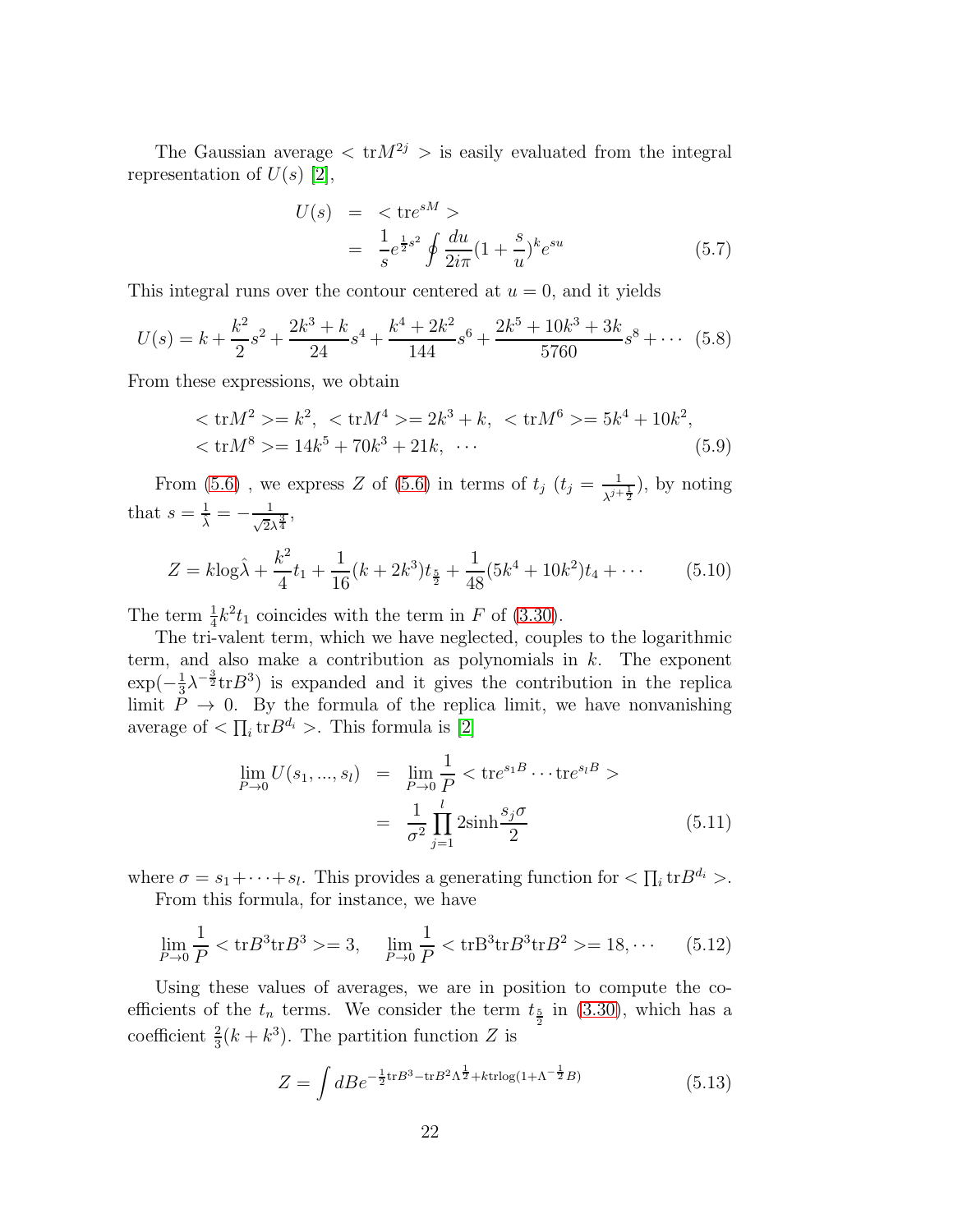The Gaussian average $< {\rm tr} M^{2j} >$ is easily evaluated from the integral representation of $U(s)$ [2],

$$
\begin{aligned}
U(s) &= < {\rm tr} e^{sM} > \\
&= \frac{1}{s} e^{\frac{1}{2}s^2} \oint \frac{du}{2i\pi} (1 + \frac{s}{u})^k e^{su}
\end{aligned}
\tag{5.7}
$$

This integral runs over the contour centered at $u = 0$, and it yields

$$
U(s) = k + \frac{k^2}{2}s^2 + \frac{2k^3 + k}{24}s^4 + \frac{k^4 + 2k^2}{144}s^6 + \frac{2k^5 + 10k^3 + 3k}{5760}s^8 + \cdots \tag{5.8}
$$

From these expressions, we obtain

$$
\begin{aligned}
&< {\rm tr} M^2 > = k^2, \; < {\rm tr} M^4 > = 2k^3 + k, \; < {\rm tr} M^6 > = 5k^4 + 10k^2, \\
&< {\rm tr} M^8 > = 14k^5 + 70k^3 + 21k, \; \cdots
\end{aligned}
\tag{5.9}
$$

From (5.6) , we express $Z$ of (5.6) in terms of $t_j$ ($t_j = \frac{1}{\lambda^{j+\frac{1}{2}}}$), by noting that $s = \frac{1}{\lambda} = -\frac{1}{\sqrt{2}\lambda^{\frac{3}{4}}}$,

$$
Z = k \log \hat{\lambda} + \frac{k^2}{4} t_1 + \frac{1}{16}(k + 2k^3) t_{\frac{5}{2}} + \frac{1}{48}(5k^4 + 10k^2) t_4 + \cdots \tag{5.10}
$$

The term $\frac{1}{4}k^2 t_1$ coincides with the term in $F$ of (3.30).

The tri-valent term, which we have neglected, couples to the logarithmic term, and also make a contribution as polynomials in $k$. The exponent $\exp(-\frac{1}{3}\lambda^{-\frac{3}{2}} {\rm tr} B^3)$ is expanded and it gives the contribution in the replica limit $P \to 0$. By the formula of the replica limit, we have nonvanishing average of $< \prod_i {\rm tr} B^{d_i} >$. This formula is [2]

$$
\begin{aligned}
\lim_{P \to 0} U(s_1, ..., s_l) &= \lim_{P \to 0} \frac{1}{P} < {\rm tr} e^{s_1 B} \cdots {\rm tr} e^{s_l B} > \\
&= \frac{1}{\sigma^2} \prod_{j=1}^{l} 2 \sinh \frac{s_j \sigma}{2}
\end{aligned}
\tag{5.11}
$$

where $\sigma = s_1 + \cdots + s_l$. This provides a generating function for $< \prod_i {\rm tr} B^{d_i} >$.

From this formula, for instance, we have

$$
\lim_{P \to 0} \frac{1}{P} < {\rm tr} B^3 {\rm tr} B^3 > = 3, \quad \lim_{P \to 0} \frac{1}{P} < {\rm tr B}^3 {\rm tr} B^3 {\rm tr} B^2 > = 18, \cdots \tag{5.12}
$$

Using these values of averages, we are in position to compute the coefficients of the $t_n$ terms. We consider the term $t_{\frac{5}{2}}$ in (3.30), which has a coefficient $\frac{2}{3}(k + k^3)$. The partition function $Z$ is

$$
Z = \int dB e^{-\frac{1}{2} {\rm tr} B^3 - {\rm tr} B^2 \Lambda^{\frac{1}{2}} + k {\rm tr} \log(1 + \Lambda^{-\frac{1}{2}} B)} \tag{5.13}
$$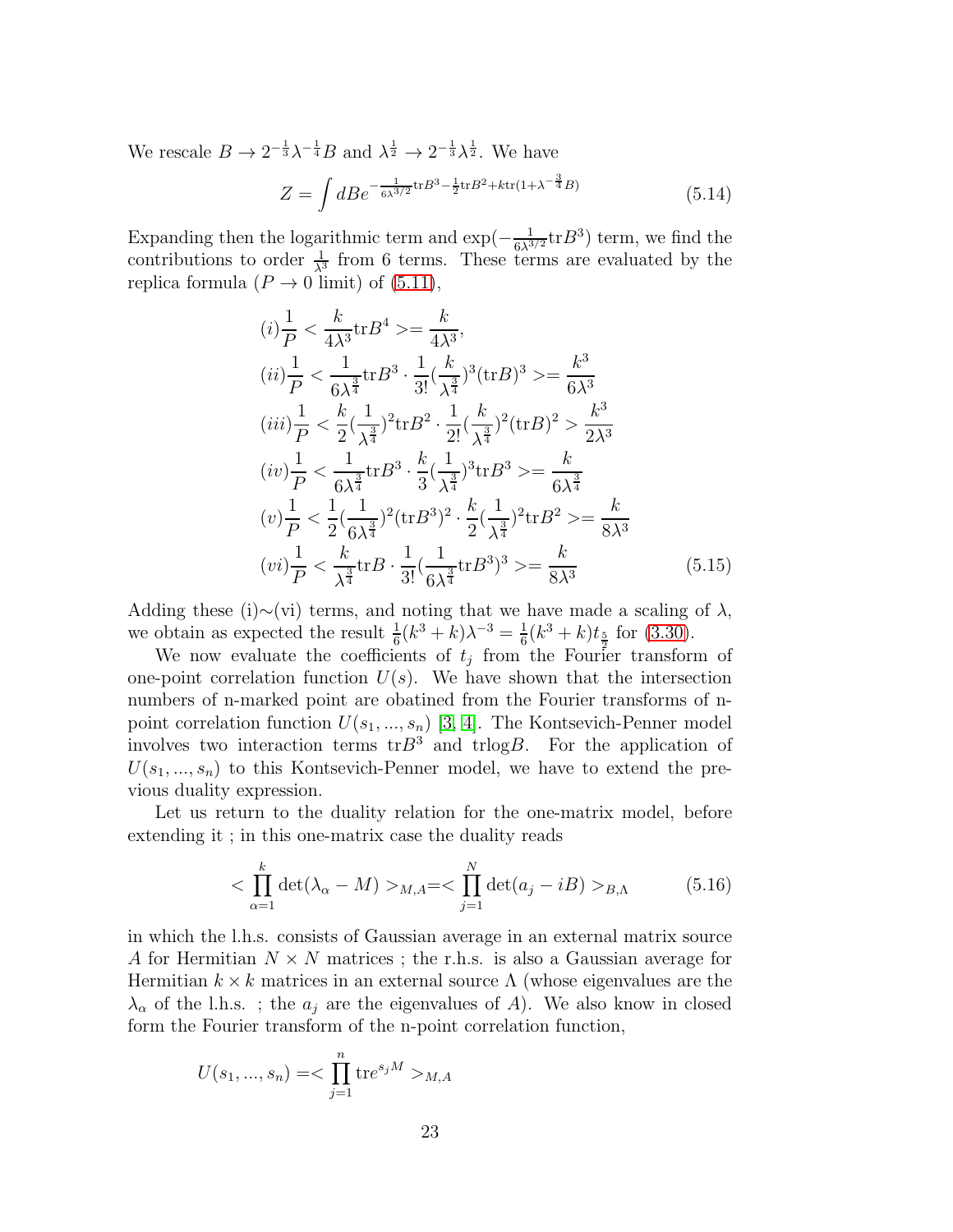We rescale $B \to 2^{-\frac{1}{3}}\lambda^{-\frac{1}{4}}B$ and $\lambda^{\frac{1}{2}} \to 2^{-\frac{1}{3}}\lambda^{\frac{1}{2}}$. We have

$$Z = \int dB e^{-\frac{1}{6\lambda^{3/2}}{\rm tr}B^3 - \frac{1}{2}{\rm tr}B^2 + k{\rm tr}(1+\lambda^{-\frac{3}{4}}B)} \tag{5.14}$$

Expanding then the logarithmic term and $\exp(-\frac{1}{6\lambda^{3/2}}{\rm tr}B^3)$ term, we find the contributions to order $\frac{1}{\lambda^3}$ from 6 terms. These terms are evaluated by the replica formula ($P \to 0$ limit) of (5.11),

$$\begin{aligned}
&(i)\frac{1}{P} < \frac{k}{4\lambda^3}{\rm tr}B^4 >= \frac{k}{4\lambda^3},\\
&(ii)\frac{1}{P} < \frac{1}{6\lambda^{\frac{3}{4}}}{\rm tr}B^3 \cdot \frac{1}{3!}(\frac{k}{\lambda^{\frac{3}{4}}})^3({\rm tr}B)^3 >= \frac{k^3}{6\lambda^3}\\
&(iii)\frac{1}{P} < \frac{k}{2}(\frac{1}{\lambda^{\frac{3}{4}}})^2{\rm tr}B^2 \cdot \frac{1}{2!}(\frac{k}{\lambda^{\frac{3}{4}}})^2({\rm tr}B)^2 > \frac{k^3}{2\lambda^3}\\
&(iv)\frac{1}{P} < \frac{1}{6\lambda^{\frac{3}{4}}}{\rm tr}B^3 \cdot \frac{k}{3}(\frac{1}{\lambda^{\frac{3}{4}}})^3{\rm tr}B^3 >= \frac{k}{6\lambda^{\frac{3}{4}}}\\
&(v)\frac{1}{P} < \frac{1}{2}(\frac{1}{6\lambda^{\frac{3}{4}}})^2({\rm tr}B^3)^2 \cdot \frac{k}{2}(\frac{1}{\lambda^{\frac{3}{4}}})^2{\rm tr}B^2 >= \frac{k}{8\lambda^3}\\
&(vi)\frac{1}{P} < \frac{k}{\lambda^{\frac{3}{4}}}{\rm tr}B \cdot \frac{1}{3!}(\frac{1}{6\lambda^{\frac{3}{4}}}{\rm tr}B^3)^3 >= \frac{k}{8\lambda^3}
\end{aligned} \tag{5.15}$$

Adding these (i)∼(vi) terms, and noting that we have made a scaling of $\lambda$, we obtain as expected the result $\frac{1}{6}(k^3+k)\lambda^{-3} = \frac{1}{6}(k^3+k)t_{\frac{5}{2}}$ for (3.30).

We now evaluate the coefficients of $t_j$ from the Fourier transform of one-point correlation function $U(s)$. We have shown that the intersection numbers of n-marked point are obatined from the Fourier transforms of n-point correlation function $U(s_1,...,s_n)$ [3, 4]. The Kontsevich-Penner model involves two interaction terms ${\rm tr}B^3$ and ${\rm trlog}B$. For the application of $U(s_1,...,s_n)$ to this Kontsevich-Penner model, we have to extend the previous duality expression.

Let us return to the duality relation for the one-matrix model, before extending it ; in this one-matrix case the duality reads

$$< \prod_{\alpha=1}^{k} \det(\lambda_\alpha - M) >_{M,A} = < \prod_{j=1}^{N} \det(a_j - iB) >_{B,\Lambda} \tag{5.16}$$

in which the l.h.s. consists of Gaussian average in an external matrix source $A$ for Hermitian $N \times N$ matrices ; the r.h.s. is also a Gaussian average for Hermitian $k \times k$ matrices in an external source $\Lambda$ (whose eigenvalues are the $\lambda_\alpha$ of the l.h.s. ; the $a_j$ are the eigenvalues of $A$). We also know in closed form the Fourier transform of the n-point correlation function,

$$U(s_1,...,s_n) = < \prod_{j=1}^{n} {\rm tr}e^{s_j M} >_{M,A}$$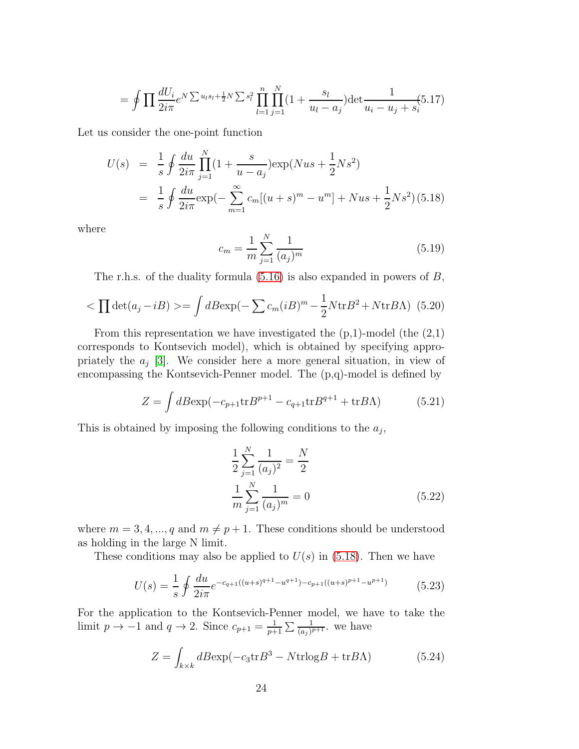$$= \oint \prod \frac{dU_i}{2i\pi} e^{N\sum u_l s_l + \frac{1}{2}N\sum s_l^2} \prod_{l=1}^{n}\prod_{j=1}^{N}(1+\frac{s_l}{u_l - a_j}) \det \frac{1}{u_i - u_j + s_i} \quad (5.17)$$

Let us consider the one-point function

$$\begin{aligned} U(s) &= \frac{1}{s}\oint \frac{du}{2i\pi}\prod_{j=1}^{N}(1+\frac{s}{u-a_j})\exp(Nus + \frac{1}{2}Ns^2) \\ &= \frac{1}{s}\oint \frac{du}{2i\pi}\exp(-\sum_{m=1}^{\infty} c_m[(u+s)^m - u^m] + Nus + \frac{1}{2}Ns^2) \quad (5.18) \end{aligned}$$

where

$$c_m = \frac{1}{m}\sum_{j=1}^{N}\frac{1}{(a_j)^m} \quad (5.19)$$

The r.h.s. of the duality formula (5.16) is also expanded in powers of $B$,

$$< \prod \det(a_j - iB) >= \int dB \exp(-\sum c_m (iB)^m - \frac{1}{2}N\mathrm{tr}B^2 + N\mathrm{tr}B\Lambda) \quad (5.20)$$

From this representation we have investigated the (p,1)-model (the (2,1) corresponds to Kontsevich model), which is obtained by specifying appropriately the $a_j$ [3]. We consider here a more general situation, in view of encompassing the Kontsevich-Penner model. The (p,q)-model is defined by

$$Z = \int dB \exp(-c_{p+1}\mathrm{tr}B^{p+1} - c_{q+1}\mathrm{tr}B^{q+1} + \mathrm{tr}B\Lambda) \quad (5.21)$$

This is obtained by imposing the following conditions to the $a_j$,

$$\begin{aligned} \frac{1}{2}\sum_{j=1}^{N}\frac{1}{(a_j)^2} &= \frac{N}{2} \\ \frac{1}{m}\sum_{j=1}^{N}\frac{1}{(a_j)^m} &= 0 \quad (5.22) \end{aligned}$$

where $m = 3, 4, ..., q$ and $m \neq p+1$. These conditions should be understood as holding in the large N limit.

These conditions may also be applied to $U(s)$ in (5.18). Then we have

$$U(s) = \frac{1}{s}\oint \frac{du}{2i\pi} e^{-c_{q+1}((u+s)^{q+1} - u^{q+1}) - c_{p+1}((u+s)^{p+1} - u^{p+1})} \quad (5.23)$$

For the application to the Kontsevich-Penner model, we have to take the limit $p \to -1$ and $q \to 2$. Since $c_{p+1} = \frac{1}{p+1}\sum \frac{1}{(a_j)^{p+1}}$. we have

$$Z = \int_{k\times k} dB \exp(-c_3 \mathrm{tr}B^3 - N\mathrm{tr}\log B + \mathrm{tr}B\Lambda) \quad (5.24)$$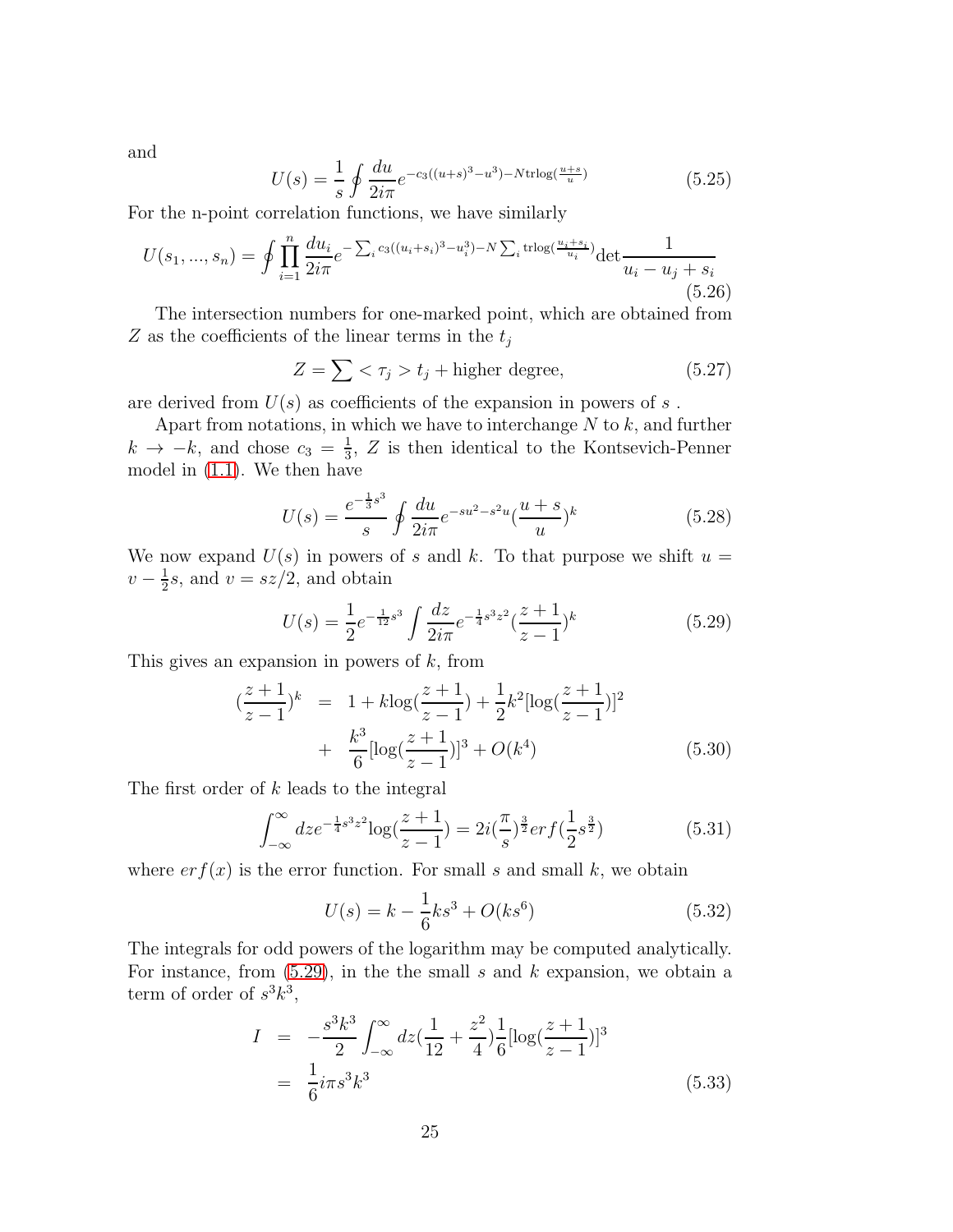and

$$U(s) = \frac{1}{s}\oint \frac{du}{2i\pi} e^{-c_3((u+s)^3-u^3)-N\mathrm{trlog}(\frac{u+s}{u})} \tag{5.25}$$

For the n-point correlation functions, we have similarly

$$U(s_1,...,s_n) = \oint \prod_{i=1}^{n}\frac{du_i}{2i\pi} e^{-\sum_i c_3((u_i+s_i)^3-u_i^3)-N\sum_i \mathrm{trlog}(\frac{u_i+s_i}{u_i})}\mathrm{det}\frac{1}{u_i-u_j+s_i} \tag{5.26}$$

The intersection numbers for one-marked point, which are obtained from $Z$ as the coefficients of the linear terms in the $t_j$

$$Z = \sum <\tau_j> t_j + \text{higher degree}, \tag{5.27}$$

are derived from $U(s)$ as coefficients of the expansion in powers of $s$ .

Apart from notations, in which we have to interchange $N$ to $k$, and further $k\to -k$, and chose $c_3 = \frac{1}{3}$, $Z$ is then identical to the Kontsevich-Penner model in (1.1). We then have

$$U(s) = \frac{e^{-\frac{1}{3}s^3}}{s}\oint \frac{du}{2i\pi} e^{-su^2-s^2u}(\frac{u+s}{u})^k \tag{5.28}$$

We now expand $U(s)$ in powers of $s$ andl $k$. To that purpose we shift $u = v-\frac{1}{2}s$, and $v = sz/2$, and obtain

$$U(s) = \frac{1}{2}e^{-\frac{1}{12}s^3}\int \frac{dz}{2i\pi}e^{-\frac{1}{4}s^3z^2}(\frac{z+1}{z-1})^k \tag{5.29}$$

This gives an expansion in powers of $k$, from

$$\begin{aligned}(\frac{z+1}{z-1})^k &= 1 + k\mathrm{log}(\frac{z+1}{z-1}) + \frac{1}{2}k^2[\mathrm{log}(\frac{z+1}{z-1})]^2 \\ &+ \frac{k^3}{6}[\mathrm{log}(\frac{z+1}{z-1})]^3 + O(k^4)\end{aligned} \tag{5.30}$$

The first order of $k$ leads to the integral

$$\int_{-\infty}^{\infty} dz e^{-\frac{1}{4}s^3z^2}\mathrm{log}(\frac{z+1}{z-1}) = 2i(\frac{\pi}{s})^{\frac{3}{2}}erf(\frac{1}{2}s^{\frac{3}{2}}) \tag{5.31}$$

where $erf(x)$ is the error function. For small $s$ and small $k$, we obtain

$$U(s) = k - \frac{1}{6}ks^3 + O(ks^6) \tag{5.32}$$

The integrals for odd powers of the logarithm may be computed analytically. For instance, from (5.29), in the the small $s$ and $k$ expansion, we obtain a term of order of $s^3k^3$,

$$\begin{aligned} I &= -\frac{s^3k^3}{2}\int_{-\infty}^{\infty}dz(\frac{1}{12}+\frac{z^2}{4})\frac{1}{6}[\mathrm{log}(\frac{z+1}{z-1})]^3 \\ &= \frac{1}{6}i\pi s^3k^3\end{aligned} \tag{5.33}$$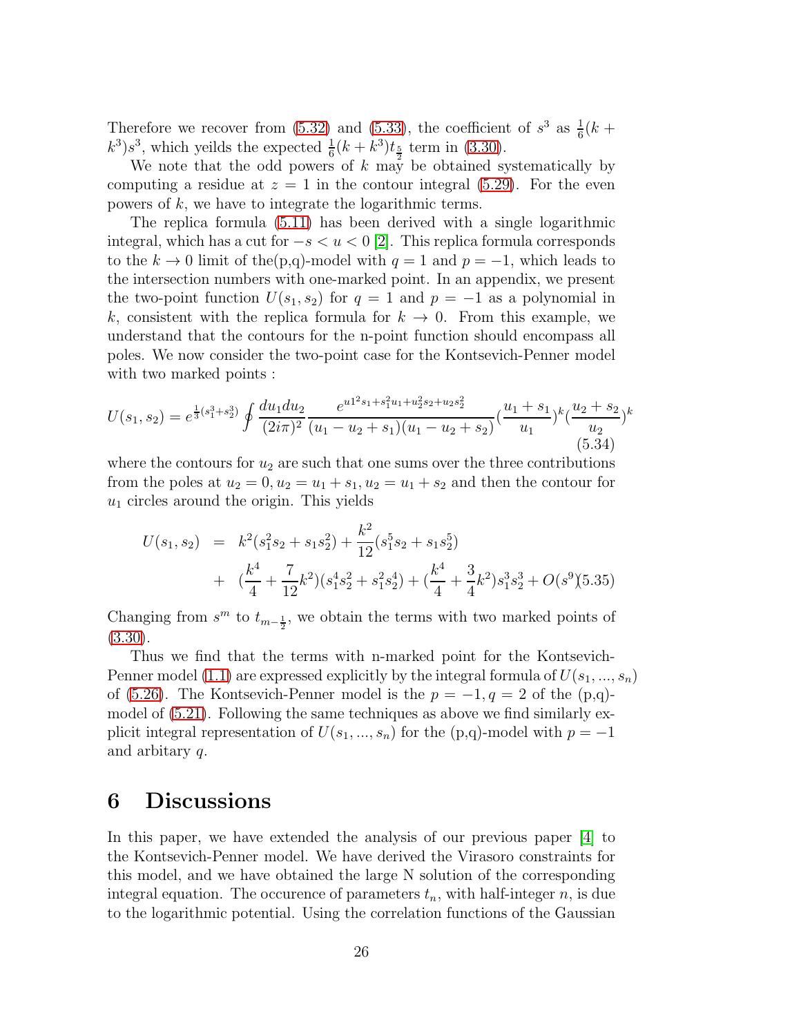Therefore we recover from (5.32) and (5.33), the coefficient of $s^3$ as $\frac{1}{6}(k + k^3)s^3$, which yeilds the expected $\frac{1}{6}(k + k^3)t_{\frac{5}{2}}$ term in (3.30).

We note that the odd powers of $k$ may be obtained systematically by computing a residue at $z = 1$ in the contour integral (5.29). For the even powers of $k$, we have to integrate the logarithmic terms.

The replica formula (5.11) has been derived with a single logarithmic integral, which has a cut for $-s < u < 0$ [2]. This replica formula corresponds to the $k \to 0$ limit of the(p,q)-model with $q = 1$ and $p = -1$, which leads to the intersection numbers with one-marked point. In an appendix, we present the two-point function $U(s_1, s_2)$ for $q = 1$ and $p = -1$ as a polynomial in $k$, consistent with the replica formula for $k \to 0$. From this example, we understand that the contours for the n-point function should encompass all poles. We now consider the two-point case for the Kontsevich-Penner model with two marked points :

$$U(s_1, s_2) = e^{\frac{1}{3}(s_1^3+s_2^3)} \oint \frac{du_1 du_2}{(2i\pi)^2} \frac{e^{u1^2 s_1 + s_1^2 u_1 + u_2^2 s_2 + u_2 s_2^2}}{(u_1 - u_2 + s_1)(u_1 - u_2 + s_2)} (\frac{u_1 + s_1}{u_1})^k (\frac{u_2 + s_2}{u_2})^k \tag{5.34}$$

where the contours for $u_2$ are such that one sums over the three contributions from the poles at $u_2 = 0, u_2 = u_1 + s_1, u_2 = u_1 + s_2$ and then the contour for $u_1$ circles around the origin. This yields

$$\begin{aligned} U(s_1, s_2) &= k^2(s_1^2 s_2 + s_1 s_2^2) + \frac{k^2}{12}(s_1^5 s_2 + s_1 s_2^5) \\ &+ (\frac{k^4}{4} + \frac{7}{12}k^2)(s_1^4 s_2^2 + s_1^2 s_2^4) + (\frac{k^4}{4} + \frac{3}{4}k^2)s_1^3 s_2^3 + O(s^9) \end{aligned} \tag{5.35}$$

Changing from $s^m$ to $t_{m-\frac{1}{2}}$, we obtain the terms with two marked points of (3.30).

Thus we find that the terms with n-marked point for the Kontsevich-Penner model (1.1) are expressed explicitly by the integral formula of $U(s_1, ..., s_n)$ of (5.26). The Kontsevich-Penner model is the $p = -1, q = 2$ of the (p,q)-model of (5.21). Following the same techniques as above we find similarly explicit integral representation of $U(s_1, ..., s_n)$ for the (p,q)-model with $p = -1$ and arbitary $q$.

# 6 Discussions

In this paper, we have extended the analysis of our previous paper [4] to the Kontsevich-Penner model. We have derived the Virasoro constraints for this model, and we have obtained the large N solution of the corresponding integral equation. The occurence of parameters $t_n$, with half-integer $n$, is due to the logarithmic potential. Using the correlation functions of the Gaussian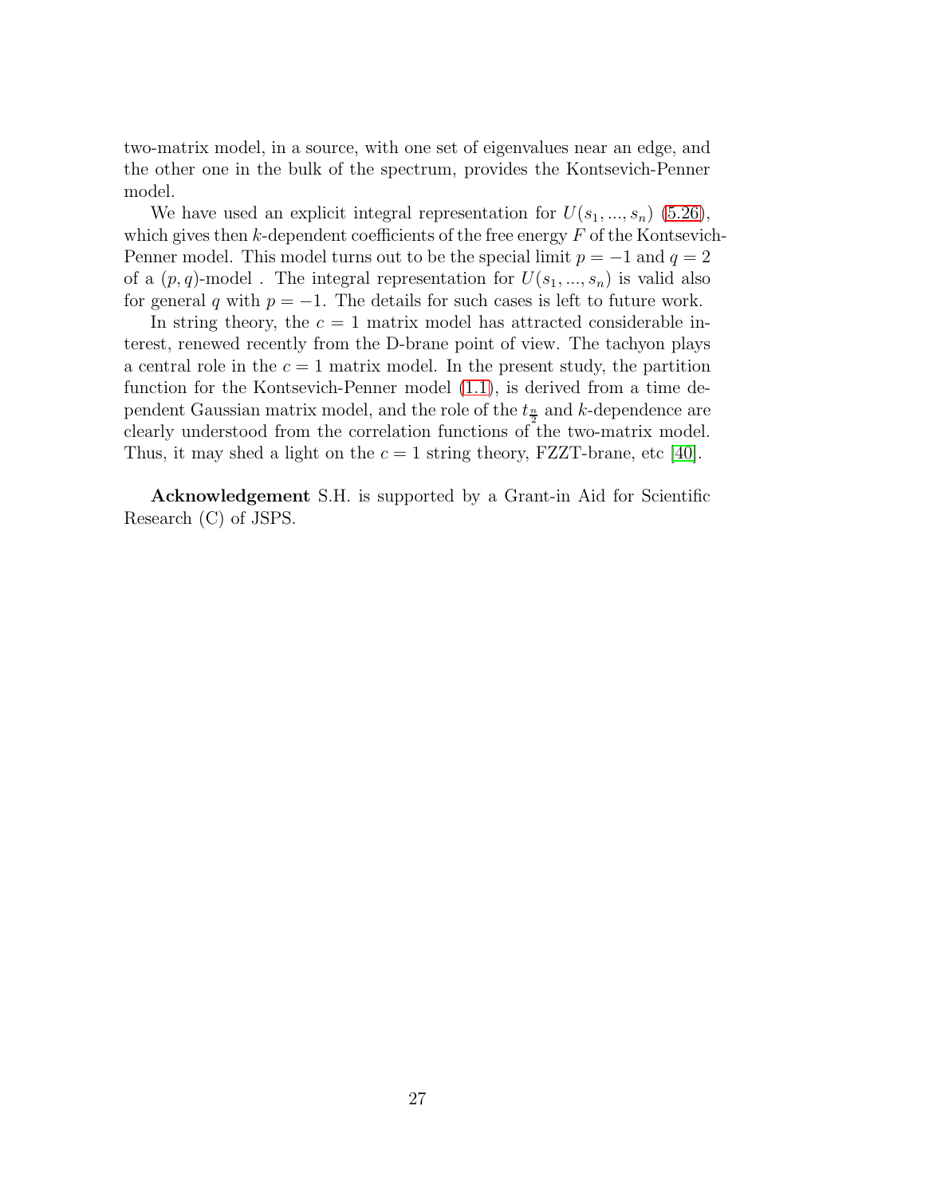two-matrix model, in a source, with one set of eigenvalues near an edge, and the other one in the bulk of the spectrum, provides the Kontsevich-Penner model.

We have used an explicit integral representation for $U(s_1, ..., s_n)$ (5.26), which gives then $k$-dependent coefficients of the free energy $F$ of the Kontsevich-Penner model. This model turns out to be the special limit $p = -1$ and $q = 2$ of a $(p, q)$-model . The integral representation for $U(s_1, ..., s_n)$ is valid also for general $q$ with $p = -1$. The details for such cases is left to future work.

In string theory, the $c = 1$ matrix model has attracted considerable interest, renewed recently from the D-brane point of view. The tachyon plays a central role in the $c = 1$ matrix model. In the present study, the partition function for the Kontsevich-Penner model (1.1), is derived from a time dependent Gaussian matrix model, and the role of the $t_{\frac{n}{2}}$ and $k$-dependence are clearly understood from the correlation functions of the two-matrix model. Thus, it may shed a light on the $c = 1$ string theory, FZZT-brane, etc [40].

**Acknowledgement** S.H. is supported by a Grant-in Aid for Scientific Research (C) of JSPS.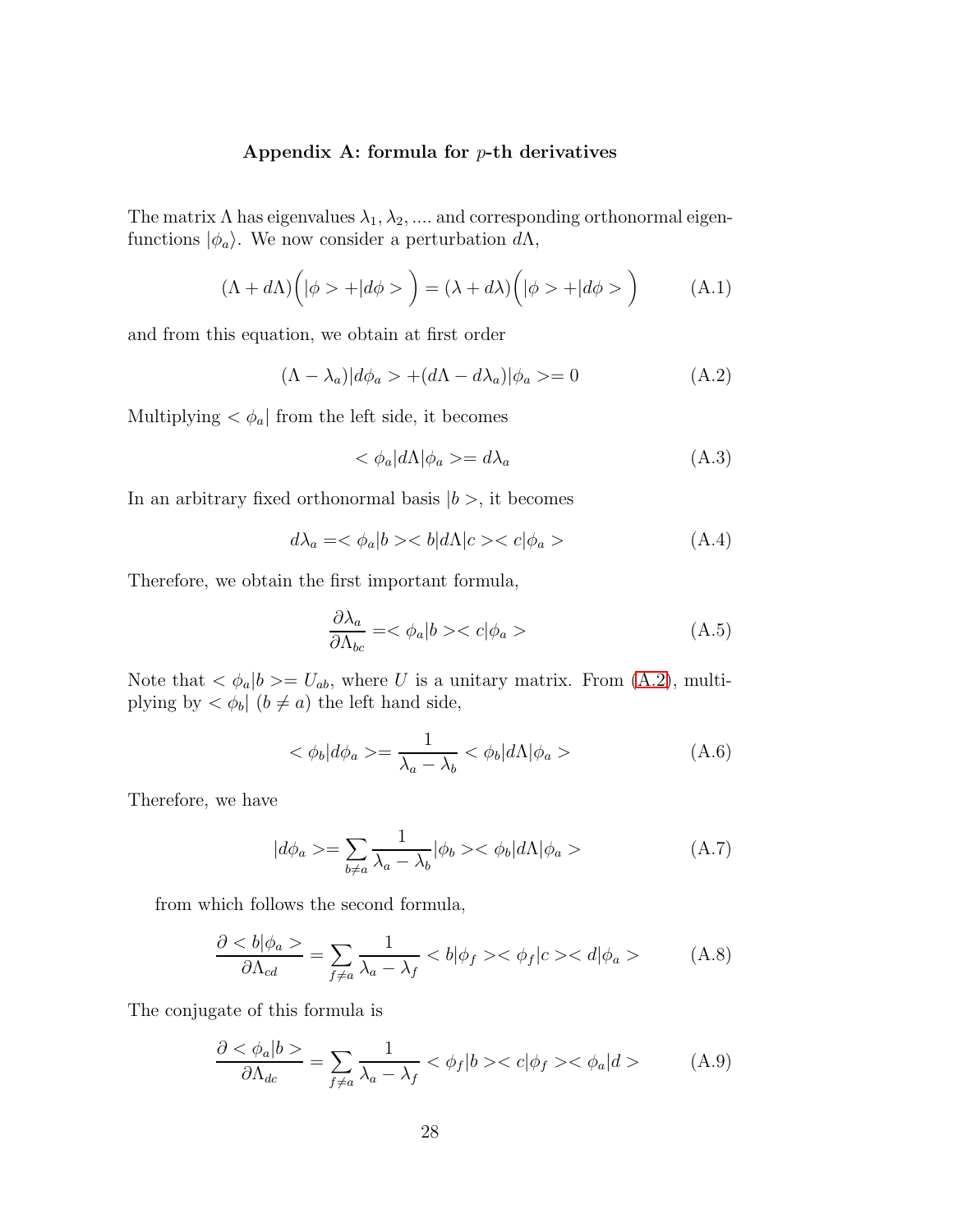### Appendix A: formula for $p$-th derivatives

The matrix $\Lambda$ has eigenvalues $\lambda_1, \lambda_2, ....$ and corresponding orthonormal eigenfunctions $|\phi_a\rangle$. We now consider a perturbation $d\Lambda$,

$$(\Lambda + d\Lambda)\Big(|\phi> + |d\phi>\Big) = (\lambda + d\lambda)\Big(|\phi> + |d\phi>\Big) \tag{A.1}$$

and from this equation, we obtain at first order

$$(\Lambda - \lambda_a)|d\phi_a> + (d\Lambda - d\lambda_a)|\phi_a> = 0 \tag{A.2}$$

Multiplying $<\phi_a|$ from the left side, it becomes

$$<\phi_a|d\Lambda|\phi_a> = d\lambda_a \tag{A.3}$$

In an arbitrary fixed orthonormal basis $|b>$, it becomes

$$d\lambda_a = <\phi_a|b><b|d\Lambda|c><c|\phi_a> \tag{A.4}$$

Therefore, we obtain the first important formula,

$$\frac{\partial \lambda_a}{\partial \Lambda_{bc}} = <\phi_a|b><c|\phi_a> \tag{A.5}$$

Note that $<\phi_a|b> = U_{ab}$, where $U$ is a unitary matrix. From (A.2), multiplying by $<\phi_b|$ $(b \neq a)$ the left hand side,

$$<\phi_b|d\phi_a> = \frac{1}{\lambda_a - \lambda_b} <\phi_b|d\Lambda|\phi_a> \tag{A.6}$$

Therefore, we have

$$|d\phi_a> = \sum_{b \neq a} \frac{1}{\lambda_a - \lambda_b} |\phi_b><\phi_b|d\Lambda|\phi_a> \tag{A.7}$$

from which follows the second formula,

$$\frac{\partial <b|\phi_a>}{\partial \Lambda_{cd}} = \sum_{f \neq a} \frac{1}{\lambda_a - \lambda_f} <b|\phi_f><\phi_f|c><d|\phi_a> \tag{A.8}$$

The conjugate of this formula is

$$\frac{\partial <\phi_a|b>}{\partial \Lambda_{dc}} = \sum_{f \neq a} \frac{1}{\lambda_a - \lambda_f} <\phi_f|b><c|\phi_f><\phi_a|d> \tag{A.9}$$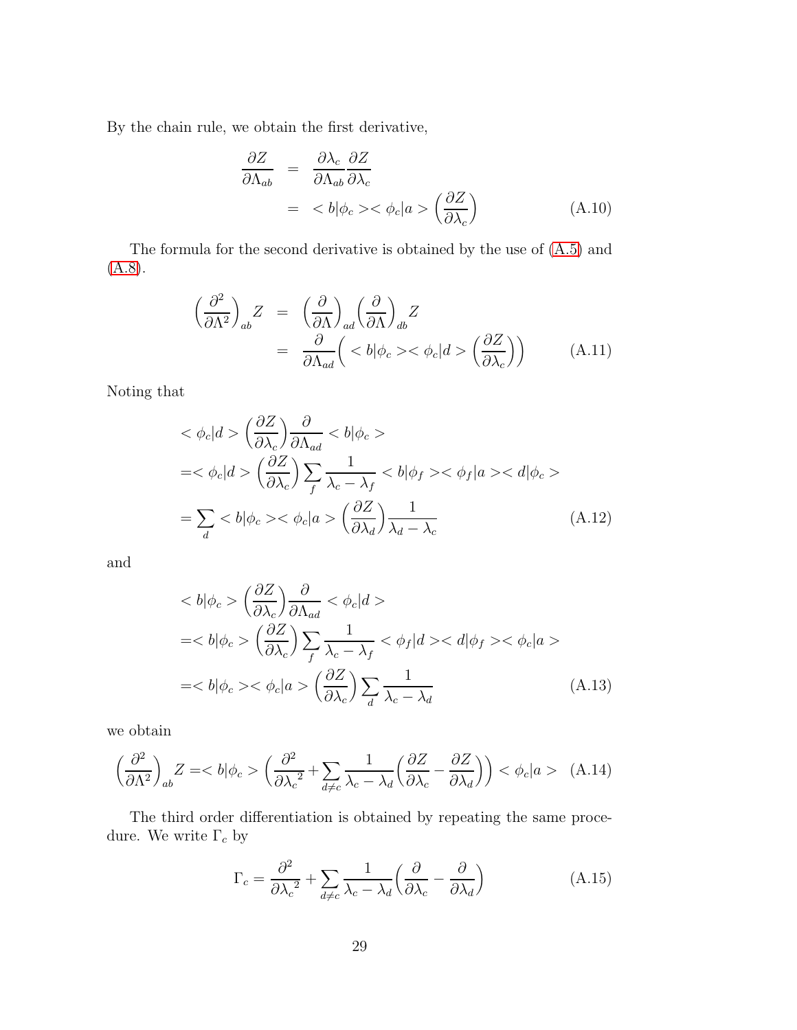By the chain rule, we obtain the first derivative,

$$
\begin{aligned}
\frac{\partial Z}{\partial \Lambda_{ab}} &= \frac{\partial \lambda_c}{\partial \Lambda_{ab}} \frac{\partial Z}{\partial \lambda_c} \\
&= < b|\phi_c >< \phi_c|a > \Big(\frac{\partial Z}{\partial \lambda_c}\Big)
\end{aligned}
\tag{A.10}
$$

The formula for the second derivative is obtained by the use of (A.5) and (A.8).

$$
\begin{aligned}
\Big(\frac{\partial^2}{\partial \Lambda^2}\Big)_{ab} Z &= \Big(\frac{\partial}{\partial \Lambda}\Big)_{ad} \Big(\frac{\partial}{\partial \Lambda}\Big)_{db} Z \\
&= \frac{\partial}{\partial \Lambda_{ad}} \Big( < b|\phi_c >< \phi_c|d > \Big(\frac{\partial Z}{\partial \lambda_c}\Big)\Big)
\end{aligned}
\tag{A.11}
$$

Noting that

$$
\begin{aligned}
&< \phi_c|d > \Big(\frac{\partial Z}{\partial \lambda_c}\Big) \frac{\partial}{\partial \Lambda_{ad}} < b|\phi_c > \\
&=< \phi_c|d > \Big(\frac{\partial Z}{\partial \lambda_c}\Big) \sum_f \frac{1}{\lambda_c - \lambda_f} < b|\phi_f >< \phi_f|a >< d|\phi_c > \\
&= \sum_d < b|\phi_c >< \phi_c|a > \Big(\frac{\partial Z}{\partial \lambda_d}\Big) \frac{1}{\lambda_d - \lambda_c}
\end{aligned}
\tag{A.12}
$$

and

$$
\begin{aligned}
&< b|\phi_c > \Big(\frac{\partial Z}{\partial \lambda_c}\Big) \frac{\partial}{\partial \Lambda_{ad}} < \phi_c|d > \\
&=< b|\phi_c > \Big(\frac{\partial Z}{\partial \lambda_c}\Big) \sum_f \frac{1}{\lambda_c - \lambda_f} < \phi_f|d >< d|\phi_f >< \phi_c|a > \\
&=< b|\phi_c >< \phi_c|a > \Big(\frac{\partial Z}{\partial \lambda_c}\Big) \sum_d \frac{1}{\lambda_c - \lambda_d}
\end{aligned}
\tag{A.13}
$$

we obtain

$$
\Big(\frac{\partial^2}{\partial \Lambda^2}\Big)_{ab} Z =< b|\phi_c > \Big(\frac{\partial^2}{\partial {\lambda_c}^2} + \sum_{d \neq c} \frac{1}{\lambda_c - \lambda_d} \Big(\frac{\partial Z}{\partial \lambda_c} - \frac{\partial Z}{\partial \lambda_d}\Big)\Big) < \phi_c|a > \tag{A.14}
$$

The third order differentiation is obtained by repeating the same procedure. We write $\Gamma_c$ by

$$
\Gamma_c = \frac{\partial^2}{\partial {\lambda_c}^2} + \sum_{d \neq c} \frac{1}{\lambda_c - \lambda_d} \Big(\frac{\partial}{\partial \lambda_c} - \frac{\partial}{\partial \lambda_d}\Big) \tag{A.15}
$$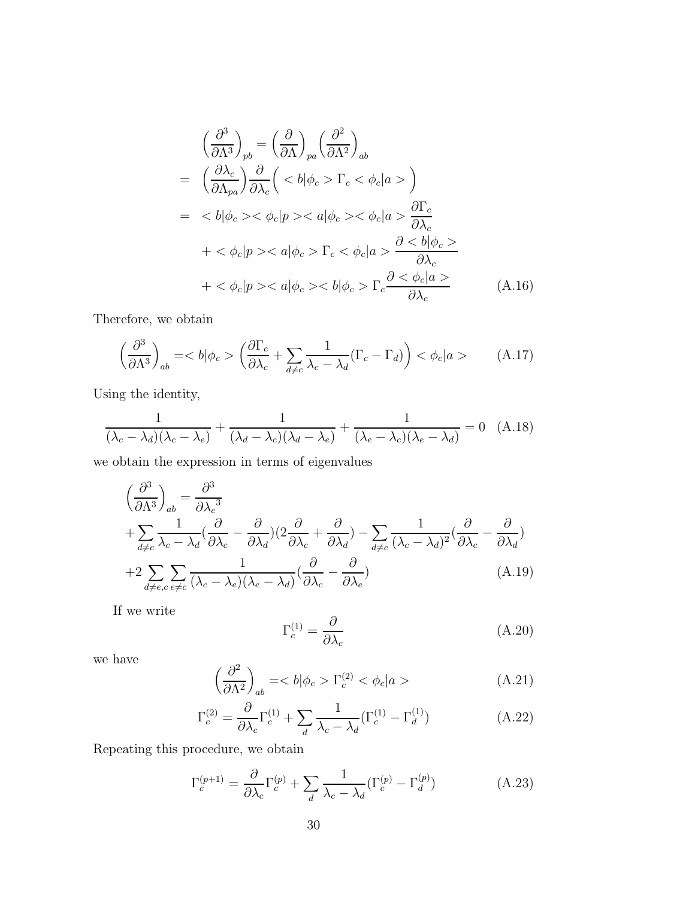$$
\begin{aligned}
&\left(\frac{\partial^3}{\partial \Lambda^3}\right)_{pb} = \left(\frac{\partial}{\partial \Lambda}\right)_{pa}\left(\frac{\partial^2}{\partial \Lambda^2}\right)_{ab} \\
=&\ \left(\frac{\partial \lambda_c}{\partial \Lambda_{pa}}\right)\frac{\partial}{\partial \lambda_c}\Big( <b|\phi_c> \Gamma_c <\phi_c|a> \Big) \\
=&\ <b|\phi_c><\phi_c|p><a|\phi_c><\phi_c|a> \frac{\partial \Gamma_c}{\partial \lambda_c} \\
&+ <\phi_c|p><a|\phi_c>\Gamma_c<\phi_c|a> \frac{\partial <b|\phi_c>}{\partial \lambda_c} \\
&+ <\phi_c|p><a|\phi_c><b|\phi_c>\Gamma_c \frac{\partial <\phi_c|a>}{\partial \lambda_c}
\end{aligned}
\tag{A.16}
$$

Therefore, we obtain

$$
\left(\frac{\partial^3}{\partial \Lambda^3}\right)_{ab} = <b|\phi_c> \Big(\frac{\partial \Gamma_c}{\partial \lambda_c} + \sum_{d\neq c}\frac{1}{\lambda_c - \lambda_d}(\Gamma_c - \Gamma_d)\Big) <\phi_c|a> \tag{A.17}
$$

Using the identity,

$$
\frac{1}{(\lambda_c-\lambda_d)(\lambda_c-\lambda_e)} + \frac{1}{(\lambda_d-\lambda_c)(\lambda_d-\lambda_e)} + \frac{1}{(\lambda_e-\lambda_c)(\lambda_e-\lambda_d)} = 0 \tag{A.18}
$$

we obtain the expression in terms of eigenvalues

$$
\begin{aligned}
&\left(\frac{\partial^3}{\partial \Lambda^3}\right)_{ab} = \frac{\partial^3}{\partial {\lambda_c}^3} \\
&+\sum_{d\neq c}\frac{1}{\lambda_c-\lambda_d}\Big(\frac{\partial}{\partial \lambda_c} - \frac{\partial}{\partial \lambda_d}\Big)\Big(2\frac{\partial}{\partial \lambda_c} + \frac{\partial}{\partial \lambda_d}\Big) - \sum_{d\neq c}\frac{1}{(\lambda_c-\lambda_d)^2}\Big(\frac{\partial}{\partial \lambda_c} - \frac{\partial}{\partial \lambda_d}\Big) \\
&+2\sum_{d\neq e,c}\sum_{e\neq c}\frac{1}{(\lambda_c-\lambda_e)(\lambda_e-\lambda_d)}\Big(\frac{\partial}{\partial \lambda_c} - \frac{\partial}{\partial \lambda_e}\Big)
\end{aligned}
\tag{A.19}
$$

If we write

$$
\Gamma_c^{(1)} = \frac{\partial}{\partial \lambda_c} \tag{A.20}
$$

we have

$$
\left(\frac{\partial^2}{\partial \Lambda^2}\right)_{ab} = <b|\phi_c> \Gamma_c^{(2)} <\phi_c|a> \tag{A.21}
$$

$$
\Gamma_c^{(2)} = \frac{\partial}{\partial \lambda_c}\Gamma_c^{(1)} + \sum_d \frac{1}{\lambda_c - \lambda_d}(\Gamma_c^{(1)} - \Gamma_d^{(1)}) \tag{A.22}
$$

Repeating this procedure, we obtain

$$
\Gamma_c^{(p+1)} = \frac{\partial}{\partial \lambda_c}\Gamma_c^{(p)} + \sum_d \frac{1}{\lambda_c - \lambda_d}(\Gamma_c^{(p)} - \Gamma_d^{(p)}) \tag{A.23}
$$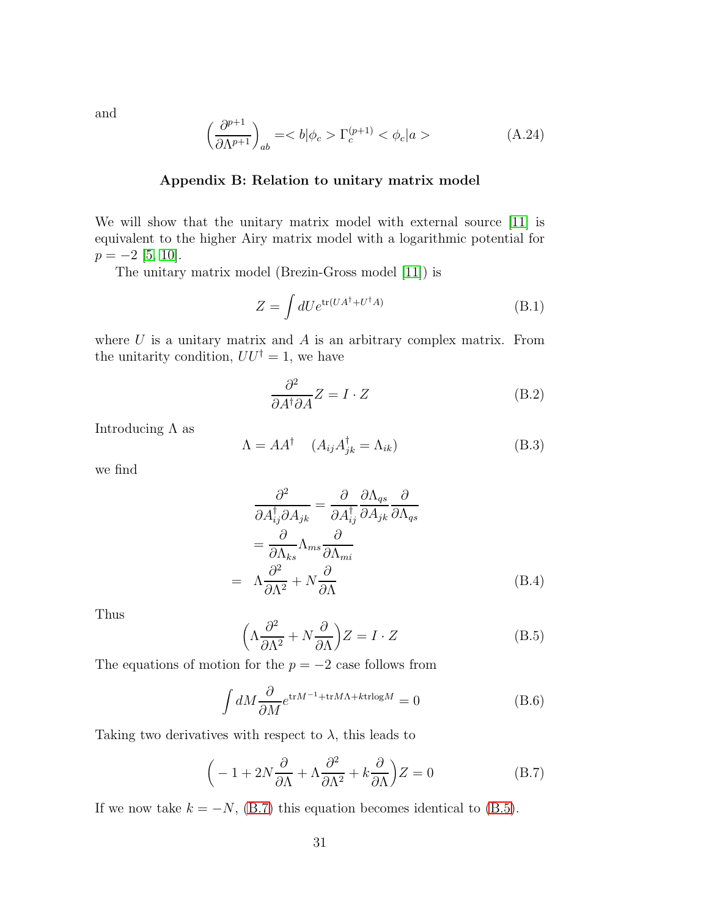and

$$\left(\frac{\partial^{p+1}}{\partial\Lambda^{p+1}}\right)_{ab} =< b|\phi_c > \Gamma_c^{(p+1)} < \phi_c|a > \tag{A.24}$$

### Appendix B: Relation to unitary matrix model

We will show that the unitary matrix model with external source [11] is equivalent to the higher Airy matrix model with a logarithmic potential for $p = -2$ [5, 10].

The unitary matrix model (Brezin-Gross model [11]) is

$$Z = \int dU e^{\mathrm{tr}(UA^\dagger + U^\dagger A)} \tag{B.1}$$

where $U$ is a unitary matrix and $A$ is an arbitrary complex matrix. From the unitarity condition, $UU^\dagger = 1$, we have

$$\frac{\partial^2}{\partial A^\dagger \partial A} Z = I \cdot Z \tag{B.2}$$

Introducing $\Lambda$ as

$$\Lambda = AA^\dagger \quad (A_{ij}A^\dagger_{jk} = \Lambda_{ik}) \tag{B.3}$$

we find

$$\begin{aligned}
\frac{\partial^2}{\partial A^\dagger_{ij}\partial A_{jk}} &= \frac{\partial}{\partial A^\dagger_{ij}} \frac{\partial \Lambda_{qs}}{\partial A_{jk}} \frac{\partial}{\partial \Lambda_{qs}} \\
&= \frac{\partial}{\partial \Lambda_{ks}} \Lambda_{ms} \frac{\partial}{\partial \Lambda_{mi}} \\
&= \Lambda \frac{\partial^2}{\partial \Lambda^2} + N \frac{\partial}{\partial \Lambda}
\end{aligned} \tag{B.4}$$

Thus

$$\left(\Lambda \frac{\partial^2}{\partial \Lambda^2} + N \frac{\partial}{\partial \Lambda}\right) Z = I \cdot Z \tag{B.5}$$

The equations of motion for the $p = -2$ case follows from

$$\int dM \frac{\partial}{\partial M} e^{\mathrm{tr} M^{-1} + \mathrm{tr} M\Lambda + k\mathrm{tr}\log M} = 0 \tag{B.6}$$

Taking two derivatives with respect to $\lambda$, this leads to

$$\left(-1 + 2N\frac{\partial}{\partial \Lambda} + \Lambda \frac{\partial^2}{\partial \Lambda^2} + k\frac{\partial}{\partial \Lambda}\right) Z = 0 \tag{B.7}$$

If we now take $k = -N$, (B.7) this equation becomes identical to (B.5).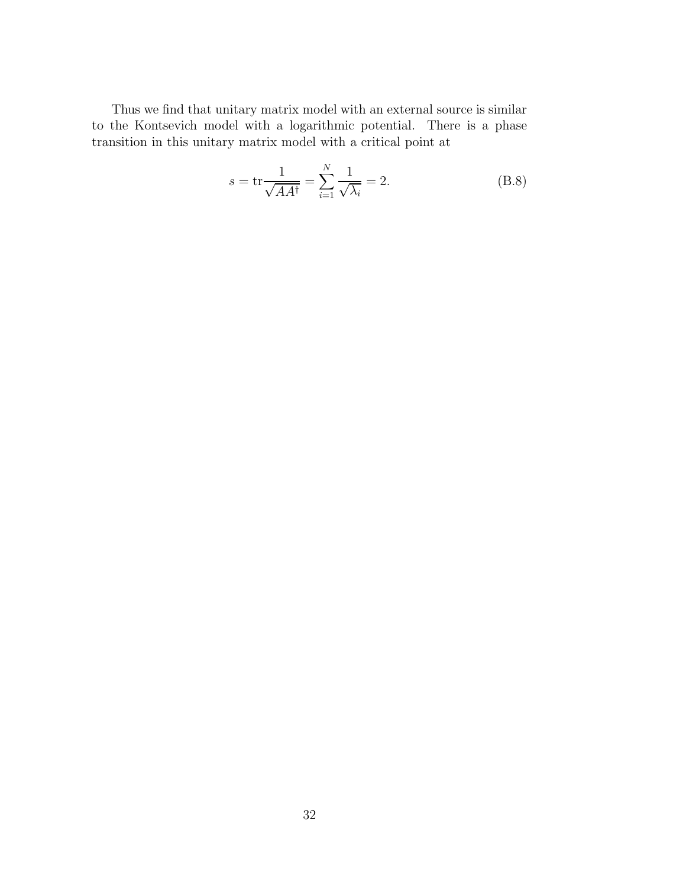Thus we find that unitary matrix model with an external source is similar to the Kontsevich model with a logarithmic potential. There is a phase transition in this unitary matrix model with a critical point at

$$s = \mathrm{tr}\frac{1}{\sqrt{AA^\dagger}} = \sum_{i=1}^{N} \frac{1}{\sqrt{\lambda_i}} = 2. \tag{B.8}$$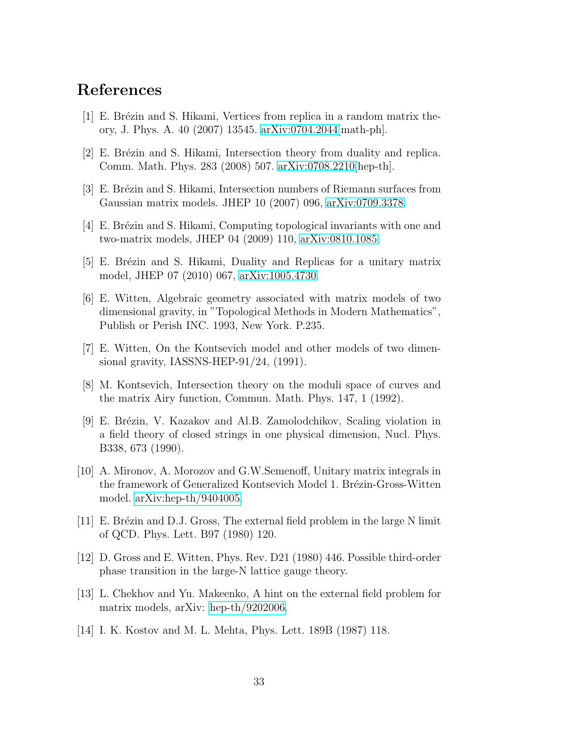# References

[1] E. Brézin and S. Hikami, Vertices from replica in a random matrix theory, J. Phys. A. 40 (2007) 13545. arXiv:0704.2044[math-ph].

[2] E. Brézin and S. Hikami, Intersection theory from duality and replica. Comm. Math. Phys. 283 (2008) 507. arXiv:0708.2210[hep-th].

[3] E. Brézin and S. Hikami, Intersection numbers of Riemann surfaces from Gaussian matrix models. JHEP 10 (2007) 096, arXiv:0709.3378.

[4] E. Brézin and S. Hikami, Computing topological invariants with one and two-matrix models, JHEP 04 (2009) 110, arXiv:0810.1085.

[5] E. Brézin and S. Hikami, Duality and Replicas for a unitary matrix model, JHEP 07 (2010) 067, arXiv:1005.4730.

[6] E. Witten, Algebraic geometry associated with matrix models of two dimensional gravity, in "Topological Methods in Modern Mathematics", Publish or Perish INC. 1993, New York. P.235.

[7] E. Witten, On the Kontsevich model and other models of two dimensional gravity, IASSNS-HEP-91/24, (1991).

[8] M. Kontsevich, Intersection theory on the moduli space of curves and the matrix Airy function, Commun. Math. Phys. 147, 1 (1992).

[9] E. Brézin, V. Kazakov and Al.B. Zamolodchikov, Scaling violation in a field theory of closed strings in one physical dimension, Nucl. Phys. B338, 673 (1990).

[10] A. Mironov, A. Morozov and G.W.Semenoff, Unitary matrix integrals in the framework of Generalized Kontsevich Model 1. Brézin-Gross-Witten model. arXiv:hep-th/9404005.

[11] E. Brézin and D.J. Gross, The external field problem in the large N limit of QCD. Phys. Lett. B97 (1980) 120.

[12] D. Gross and E. Witten, Phys. Rev. D21 (1980) 446. Possible third-order phase transition in the large-N lattice gauge theory.

[13] L. Chekhov and Yu. Makeenko, A hint on the external field problem for matrix models, arXiv: hep-th/9202006.

[14] I. K. Kostov and M. L. Mehta, Phys. Lett. 189B (1987) 118.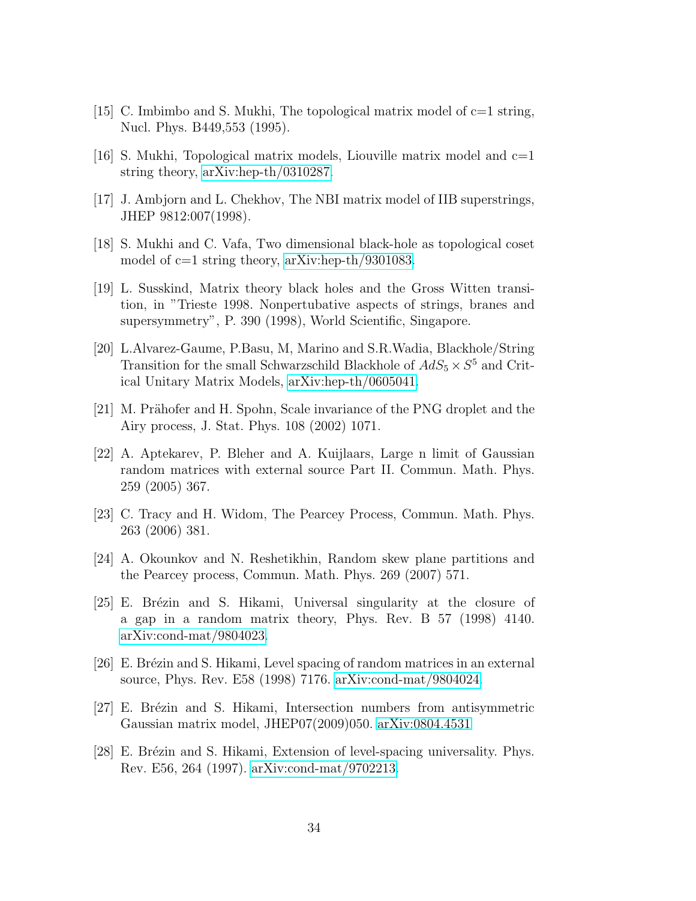[15] C. Imbimbo and S. Mukhi, The topological matrix model of c=1 string, Nucl. Phys. B449,553 (1995).

[16] S. Mukhi, Topological matrix models, Liouville matrix model and c=1 string theory, arXiv:hep-th/0310287.

[17] J. Ambjorn and L. Chekhov, The NBI matrix model of IIB superstrings, JHEP 9812:007(1998).

[18] S. Mukhi and C. Vafa, Two dimensional black-hole as topological coset model of c=1 string theory, arXiv:hep-th/9301083.

[19] L. Susskind, Matrix theory black holes and the Gross Witten transition, in "Trieste 1998. Nonpertubative aspects of strings, branes and supersymmetry", P. 390 (1998), World Scientific, Singapore.

[20] L.Alvarez-Gaume, P.Basu, M, Marino and S.R.Wadia, Blackhole/String Transition for the small Schwarzschild Blackhole of $AdS_5 \times S^5$ and Critical Unitary Matrix Models, arXiv:hep-th/0605041.

[21] M. Prähofer and H. Spohn, Scale invariance of the PNG droplet and the Airy process, J. Stat. Phys. 108 (2002) 1071.

[22] A. Aptekarev, P. Bleher and A. Kuijlaars, Large n limit of Gaussian random matrices with external source Part II. Commun. Math. Phys. 259 (2005) 367.

[23] C. Tracy and H. Widom, The Pearcey Process, Commun. Math. Phys. 263 (2006) 381.

[24] A. Okounkov and N. Reshetikhin, Random skew plane partitions and the Pearcey process, Commun. Math. Phys. 269 (2007) 571.

[25] E. Brézin and S. Hikami, Universal singularity at the closure of a gap in a random matrix theory, Phys. Rev. B 57 (1998) 4140. arXiv:cond-mat/9804023.

[26] E. Brézin and S. Hikami, Level spacing of random matrices in an external source, Phys. Rev. E58 (1998) 7176. arXiv:cond-mat/9804024.

[27] E. Brézin and S. Hikami, Intersection numbers from antisymmetric Gaussian matrix model, JHEP07(2009)050. arXiv:0804.4531

[28] E. Brézin and S. Hikami, Extension of level-spacing universality. Phys. Rev. E56, 264 (1997). arXiv:cond-mat/9702213.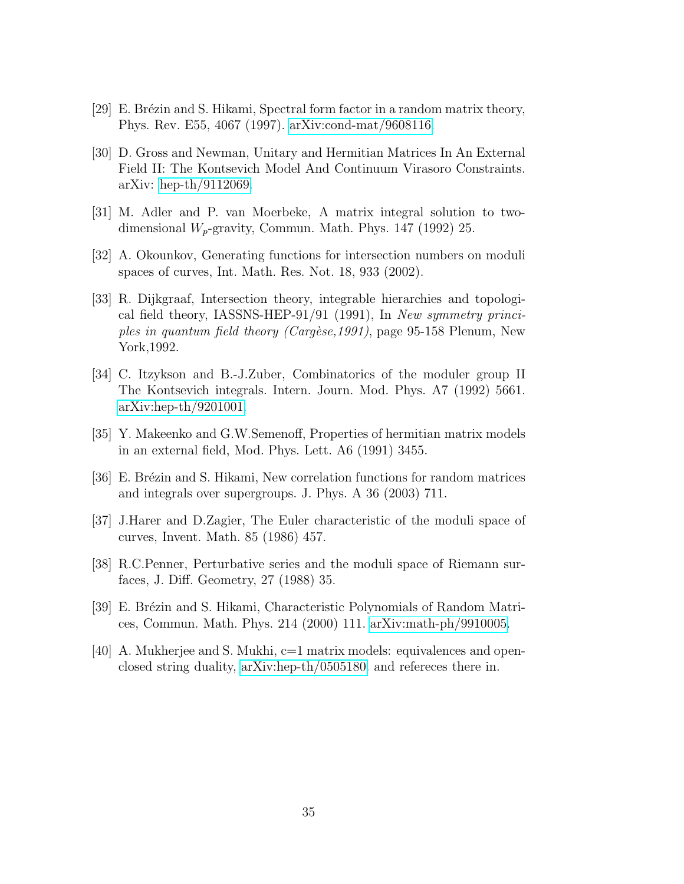[29] E. Brézin and S. Hikami, Spectral form factor in a random matrix theory, Phys. Rev. E55, 4067 (1997). arXiv:cond-mat/9608116.

[30] D. Gross and Newman, Unitary and Hermitian Matrices In An External Field II: The Kontsevich Model And Continuum Virasoro Constraints. arXiv: hep-th/9112069.

[31] M. Adler and P. van Moerbeke, A matrix integral solution to two-dimensional $W_p$-gravity, Commun. Math. Phys. 147 (1992) 25.

[32] A. Okounkov, Generating functions for intersection numbers on moduli spaces of curves, Int. Math. Res. Not. 18, 933 (2002).

[33] R. Dijkgraaf, Intersection theory, integrable hierarchies and topological field theory, IASSNS-HEP-91/91 (1991), In *New symmetry principles in quantum field theory (Cargèse,1991)*, page 95-158 Plenum, New York,1992.

[34] C. Itzykson and B.-J.Zuber, Combinatorics of the moduler group II The Kontsevich integrals. Intern. Journ. Mod. Phys. A7 (1992) 5661. arXiv:hep-th/9201001.

[35] Y. Makeenko and G.W.Semenoff, Properties of hermitian matrix models in an external field, Mod. Phys. Lett. A6 (1991) 3455.

[36] E. Brézin and S. Hikami, New correlation functions for random matrices and integrals over supergroups. J. Phys. A 36 (2003) 711.

[37] J.Harer and D.Zagier, The Euler characteristic of the moduli space of curves, Invent. Math. 85 (1986) 457.

[38] R.C.Penner, Perturbative series and the moduli space of Riemann surfaces, J. Diff. Geometry, 27 (1988) 35.

[39] E. Brézin and S. Hikami, Characteristic Polynomials of Random Matrices, Commun. Math. Phys. 214 (2000) 111. arXiv:math-ph/9910005.

[40] A. Mukherjee and S. Mukhi, c=1 matrix models: equivalences and open-closed string duality, arXiv:hep-th/0505180. and refereces there in.